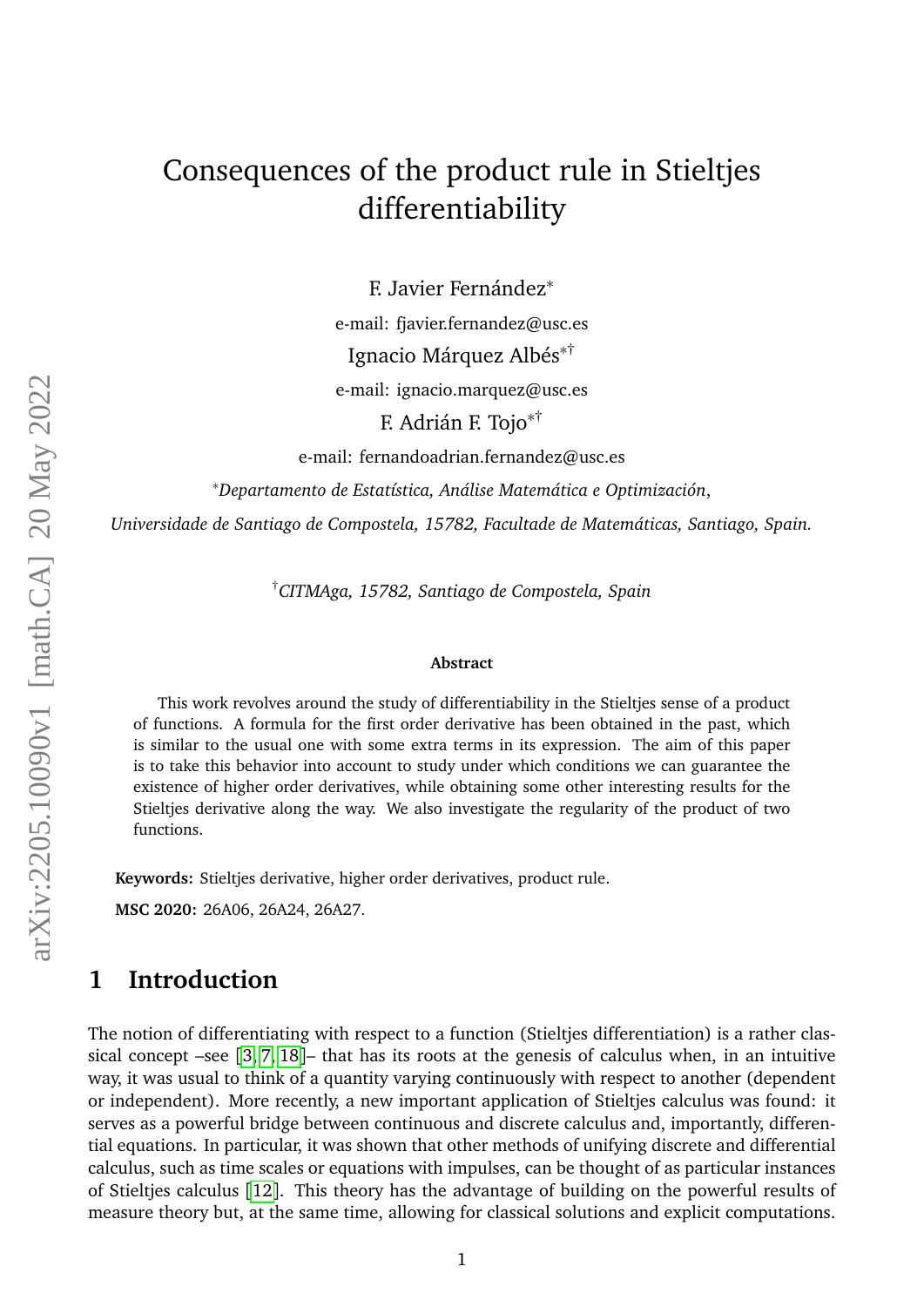# Consequences of the product rule in Stieltjes differentiability

F. Javier Fernández[*]

e-mail: fjavier.fernandez@usc.es

Ignacio Márquez Albés[*†]

e-mail: ignacio.marquez@usc.es

F. Adrián F. Tojo[*†]

e-mail: fernandoadrian.fernandez@usc.es

[*] *Departamento de Estatística, Análise Matemática e Optimización*,

*Universidade de Santiago de Compostela, 15782, Facultade de Matemáticas, Santiago, Spain.*

[†] *CITMAga, 15782, Santiago de Compostela, Spain*

**Abstract**

This work revolves around the study of differentiability in the Stieltjes sense of a product of functions. A formula for the first order derivative has been obtained in the past, which is similar to the usual one with some extra terms in its expression. The aim of this paper is to take this behavior into account to study under which conditions we can guarantee the existence of higher order derivatives, while obtaining some other interesting results for the Stieltjes derivative along the way. We also investigate the regularity of the product of two functions.

**Keywords:** Stieltjes derivative, higher order derivatives, product rule.

**MSC 2020:** 26A06, 26A24, 26A27.

## 1 Introduction

The notion of differentiating with respect to a function (Stieltjes differentiation) is a rather classical concept –see [3, 7, 18]– that has its roots at the genesis of calculus when, in an intuitive way, it was usual to think of a quantity varying continuously with respect to another (dependent or independent). More recently, a new important application of Stieltjes calculus was found: it serves as a powerful bridge between continuous and discrete calculus and, importantly, differential equations. In particular, it was shown that other methods of unifying discrete and differential calculus, such as time scales or equations with impulses, can be thought of as particular instances of Stieltjes calculus [12]. This theory has the advantage of building on the powerful results of measure theory but, at the same time, allowing for classical solutions and explicit computations.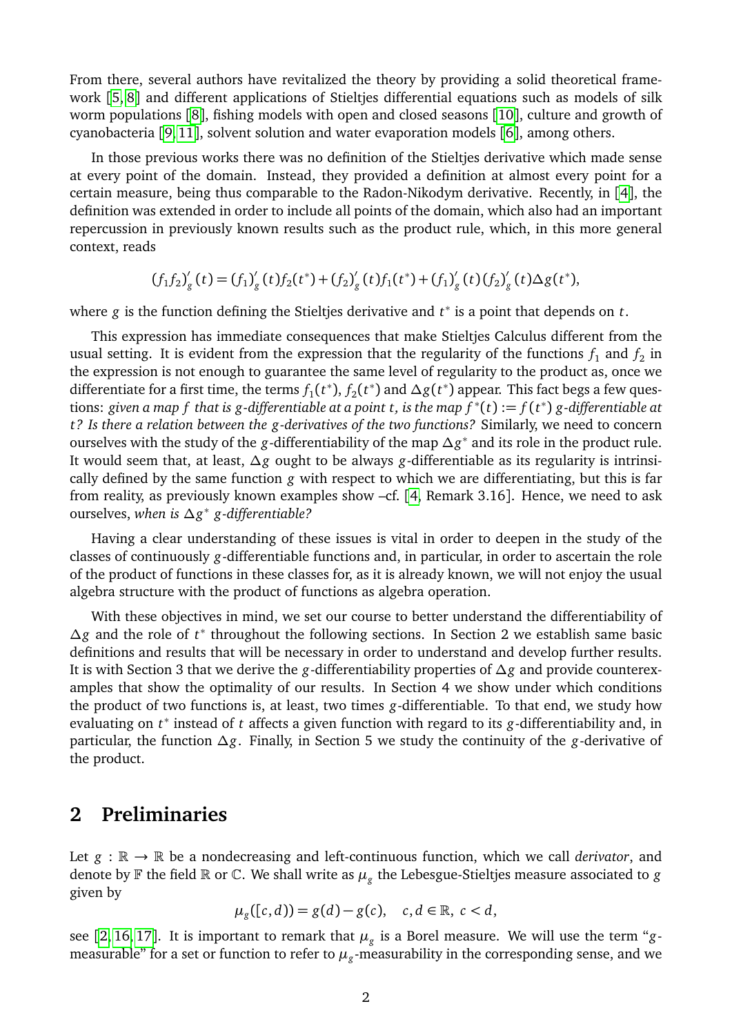From there, several authors have revitalized the theory by providing a solid theoretical framework [5, 8] and different applications of Stieltjes differential equations such as models of silk worm populations [8], fishing models with open and closed seasons [10], culture and growth of cyanobacteria [9, 11], solvent solution and water evaporation models [6], among others.

In those previous works there was no definition of the Stieltjes derivative which made sense at every point of the domain. Instead, they provided a definition at almost every point for a certain measure, being thus comparable to the Radon-Nikodym derivative. Recently, in [4], the definition was extended in order to include all points of the domain, which also had an important repercussion in previously known results such as the product rule, which, in this more general context, reads

$$(f_1f_2)_g'(t) = (f_1)_g'(t)f_2(t^*) + (f_2)_g'(t)f_1(t^*) + (f_1)_g'(t)(f_2)_g'(t)\Delta g(t^*),$$

where $g$ is the function defining the Stieltjes derivative and $t^*$ is a point that depends on $t$.

This expression has immediate consequences that make Stieltjes Calculus different from the usual setting. It is evident from the expression that the regularity of the functions $f_1$ and $f_2$ in the expression is not enough to guarantee the same level of regularity to the product as, once we differentiate for a first time, the terms $f_1(t^*)$, $f_2(t^*)$ and $\Delta g(t^*)$ appear. This fact begs a few questions: *given a map $f$ that is $g$-differentiable at a point $t$, is the map $f^*(t) := f(t^*)$ $g$-differentiable at $t$? Is there a relation between the $g$-derivatives of the two functions?* Similarly, we need to concern ourselves with the study of the $g$-differentiability of the map $\Delta g^*$ and its role in the product rule. It would seem that, at least, $\Delta g$ ought to be always $g$-differentiable as its regularity is intrinsically defined by the same function $g$ with respect to which we are differentiating, but this is far from reality, as previously known examples show –cf. [4, Remark 3.16]. Hence, we need to ask ourselves, *when is $\Delta g^*$ $g$-differentiable?*

Having a clear understanding of these issues is vital in order to deepen in the study of the classes of continuously $g$-differentiable functions and, in particular, in order to ascertain the role of the product of functions in these classes for, as it is already known, we will not enjoy the usual algebra structure with the product of functions as algebra operation.

With these objectives in mind, we set our course to better understand the differentiability of $\Delta g$ and the role of $t^*$ throughout the following sections. In Section 2 we establish same basic definitions and results that will be necessary in order to understand and develop further results. It is with Section 3 that we derive the $g$-differentiability properties of $\Delta g$ and provide counterexamples that show the optimality of our results. In Section 4 we show under which conditions the product of two functions is, at least, two times $g$-differentiable. To that end, we study how evaluating on $t^*$ instead of $t$ affects a given function with regard to its $g$-differentiability and, in particular, the function $\Delta g$. Finally, in Section 5 we study the continuity of the $g$-derivative of the product.

## 2 Preliminaries

Let $g : \mathbb{R} \to \mathbb{R}$ be a nondecreasing and left-continuous function, which we call *derivator*, and denote by $\mathbb{F}$ the field $\mathbb{R}$ or $\mathbb{C}$. We shall write as $\mu_g$ the Lebesgue-Stieltjes measure associated to $g$ given by

$$\mu_g([c,d)) = g(d) - g(c), \quad c,d \in \mathbb{R},\ c < d,$$

see [2, 16, 17]. It is important to remark that $\mu_g$ is a Borel measure. We will use the term "$g$-measurable" for a set or function to refer to $\mu_g$-measurability in the corresponding sense, and we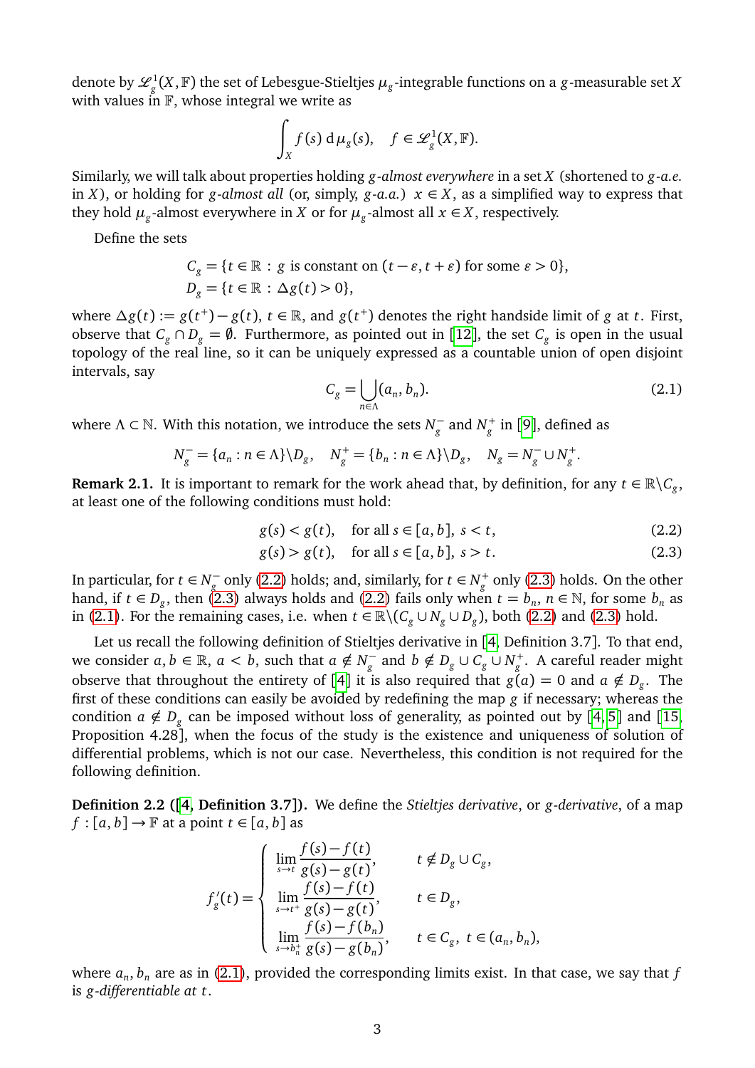denote by $\mathscr{L}^1_g(X,\mathbb{F})$ the set of Lebesgue-Stieltjes $\mu_g$-integrable functions on a $g$-measurable set $X$ with values in $\mathbb{F}$, whose integral we write as

$$\int_X f(s)\,\mathrm{d}\mu_g(s), \quad f \in \mathscr{L}^1_g(X,\mathbb{F}).$$

Similarly, we will talk about properties holding *g-almost everywhere* in a set $X$ (shortened to *g-a.e.* in $X$), or holding for *g-almost all* (or, simply, *g-a.a.*) $x \in X$, as a simplified way to express that they hold $\mu_g$-almost everywhere in $X$ or for $\mu_g$-almost all $x \in X$, respectively.

Define the sets

$$C_g = \{t \in \mathbb{R} : g \text{ is constant on } (t-\varepsilon, t+\varepsilon) \text{ for some } \varepsilon > 0\},$$
$$D_g = \{t \in \mathbb{R} : \Delta g(t) > 0\},$$

where $\Delta g(t) := g(t^+) - g(t)$, $t \in \mathbb{R}$, and $g(t^+)$ denotes the right handside limit of $g$ at $t$. First, observe that $C_g \cap D_g = \emptyset$. Furthermore, as pointed out in [12], the set $C_g$ is open in the usual topology of the real line, so it can be uniquely expressed as a countable union of open disjoint intervals, say

$$C_g = \bigcup_{n\in\Lambda} (a_n, b_n). \tag{2.1}$$

where $\Lambda \subset \mathbb{N}$. With this notation, we introduce the sets $N_g^-$ and $N_g^+$ in [9], defined as

$$N_g^- = \{a_n : n \in \Lambda\}\backslash D_g, \quad N_g^+ = \{b_n : n \in \Lambda\}\backslash D_g, \quad N_g = N_g^- \cup N_g^+.$$

**Remark 2.1.** It is important to remark for the work ahead that, by definition, for any $t \in \mathbb{R}\backslash C_g$, at least one of the following conditions must hold:

$$g(s) < g(t), \quad \text{for all } s \in [a,b],\ s < t, \tag{2.2}$$
$$g(s) > g(t), \quad \text{for all } s \in [a,b],\ s > t. \tag{2.3}$$

In particular, for $t \in N_g^-$ only (2.2) holds; and, similarly, for $t \in N_g^+$ only (2.3) holds. On the other hand, if $t \in D_g$, then (2.3) always holds and (2.2) fails only when $t = b_n$, $n \in \mathbb{N}$, for some $b_n$ as in (2.1). For the remaining cases, i.e. when $t \in \mathbb{R}\backslash(C_g \cup N_g \cup D_g)$, both (2.2) and (2.3) hold.

Let us recall the following definition of Stieltjes derivative in [4, Definition 3.7]. To that end, we consider $a, b \in \mathbb{R}$, $a < b$, such that $a \notin N_g^-$ and $b \notin D_g \cup C_g \cup N_g^+$. A careful reader might observe that throughout the entirety of [4] it is also required that $g(a) = 0$ and $a \notin D_g$. The first of these conditions can easily be avoided by redefining the map $g$ if necessary; whereas the condition $a \notin D_g$ can be imposed without loss of generality, as pointed out by [4, 5] and [15, Proposition 4.28], when the focus of the study is the existence and uniqueness of solution of differential problems, which is not our case. Nevertheless, this condition is not required for the following definition.

**Definition 2.2 ([4, Definition 3.7]).** We define the *Stieltjes derivative*, or *g-derivative*, of a map $f : [a,b] \to \mathbb{F}$ at a point $t \in [a,b]$ as

$$f_g'(t) = \begin{cases} \displaystyle\lim_{s\to t} \frac{f(s)-f(t)}{g(s)-g(t)}, & t \notin D_g \cup C_g, \\[2ex] \displaystyle\lim_{s\to t^+} \frac{f(s)-f(t)}{g(s)-g(t)}, & t \in D_g, \\[2ex] \displaystyle\lim_{s\to b_n^+} \frac{f(s)-f(b_n)}{g(s)-g(b_n)}, & t \in C_g,\ t \in (a_n, b_n), \end{cases}$$

where $a_n, b_n$ are as in (2.1), provided the corresponding limits exist. In that case, we say that $f$ is *g-differentiable at t*.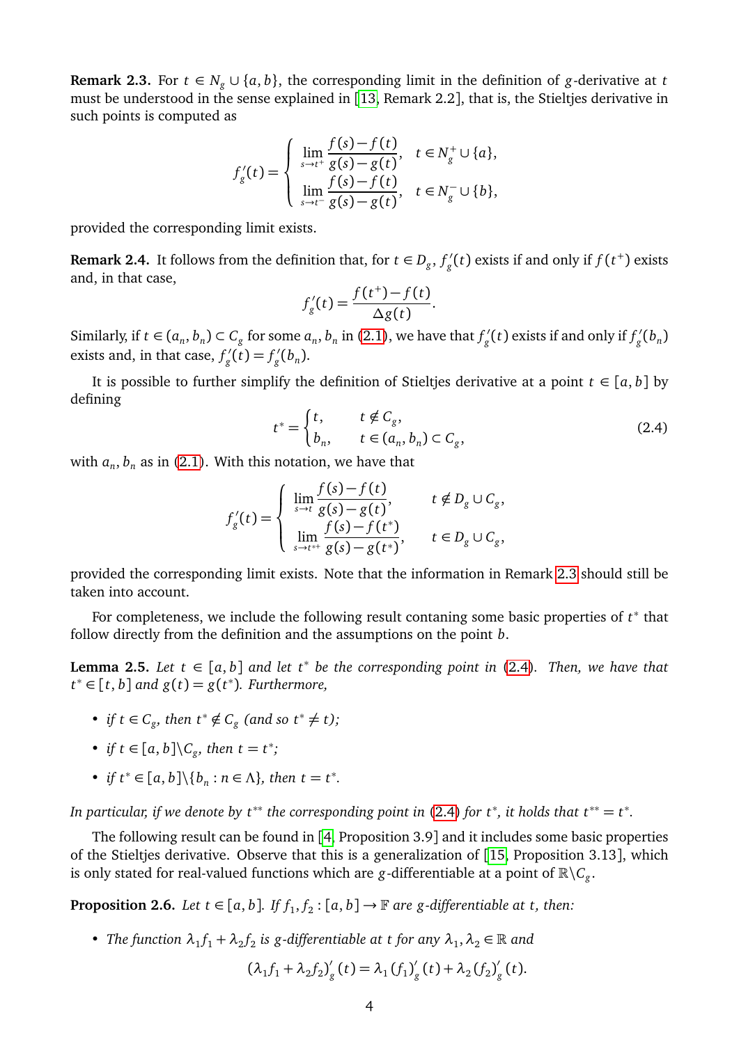**Remark 2.3.** For $t \in N_g \cup \{a,b\}$, the corresponding limit in the definition of $g$-derivative at $t$ must be understood in the sense explained in [13, Remark 2.2], that is, the Stieltjes derivative in such points is computed as

$$f_g'(t) = \begin{cases} \lim_{s \to t^+} \dfrac{f(s)-f(t)}{g(s)-g(t)}, & t \in N_g^+ \cup \{a\}, \\ \lim_{s \to t^-} \dfrac{f(s)-f(t)}{g(s)-g(t)}, & t \in N_g^- \cup \{b\}, \end{cases}$$

provided the corresponding limit exists.

**Remark 2.4.** It follows from the definition that, for $t \in D_g$, $f_g'(t)$ exists if and only if $f(t^+)$ exists and, in that case,

$$f_g'(t) = \frac{f(t^+)-f(t)}{\Delta g(t)}.$$

Similarly, if $t \in (a_n, b_n) \subset C_g$ for some $a_n, b_n$ in (2.1), we have that $f_g'(t)$ exists if and only if $f_g'(b_n)$ exists and, in that case, $f_g'(t) = f_g'(b_n)$.

It is possible to further simplify the definition of Stieltjes derivative at a point $t \in [a,b]$ by defining

$$t^* = \begin{cases} t, & t \notin C_g, \\ b_n, & t \in (a_n, b_n) \subset C_g, \end{cases} \tag{2.4}$$

with $a_n, b_n$ as in (2.1). With this notation, we have that

$$f_g'(t) = \begin{cases} \lim_{s \to t} \dfrac{f(s)-f(t)}{g(s)-g(t)}, & t \notin D_g \cup C_g, \\ \lim_{s \to t^{*+}} \dfrac{f(s)-f(t^*)}{g(s)-g(t^*)}, & t \in D_g \cup C_g, \end{cases}$$

provided the corresponding limit exists. Note that the information in Remark 2.3 should still be taken into account.

For completeness, we include the following result contaning some basic properties of $t^*$ that follow directly from the definition and the assumptions on the point $b$.

**Lemma 2.5.** *Let $t \in [a,b]$ and let $t^*$ be the corresponding point in (2.4). Then, we have that $t^* \in [t,b]$ and $g(t) = g(t^*)$. Furthermore,*

- *if $t \in C_g$, then $t^* \notin C_g$ (and so $t^* \neq t$);*
- *if $t \in [a,b] \setminus C_g$, then $t = t^*$;*
- *if $t^* \in [a,b] \setminus \{b_n : n \in \Lambda\}$, then $t = t^*$.*

*In particular, if we denote by $t^{**}$ the corresponding point in (2.4) for $t^*$, it holds that $t^{**} = t^*$.*

The following result can be found in [4, Proposition 3.9] and it includes some basic properties of the Stieltjes derivative. Observe that this is a generalization of [15, Proposition 3.13], which is only stated for real-valued functions which are $g$-differentiable at a point of $\mathbb{R} \setminus C_g$.

**Proposition 2.6.** *Let $t \in [a,b]$. If $f_1, f_2 : [a,b] \to \mathbb{F}$ are $g$-differentiable at $t$, then:*

- *The function $\lambda_1 f_1 + \lambda_2 f_2$ is $g$-differentiable at $t$ for any $\lambda_1, \lambda_2 \in \mathbb{R}$ and*

$$(\lambda_1 f_1 + \lambda_2 f_2)_g'(t) = \lambda_1 (f_1)_g'(t) + \lambda_2 (f_2)_g'(t).$$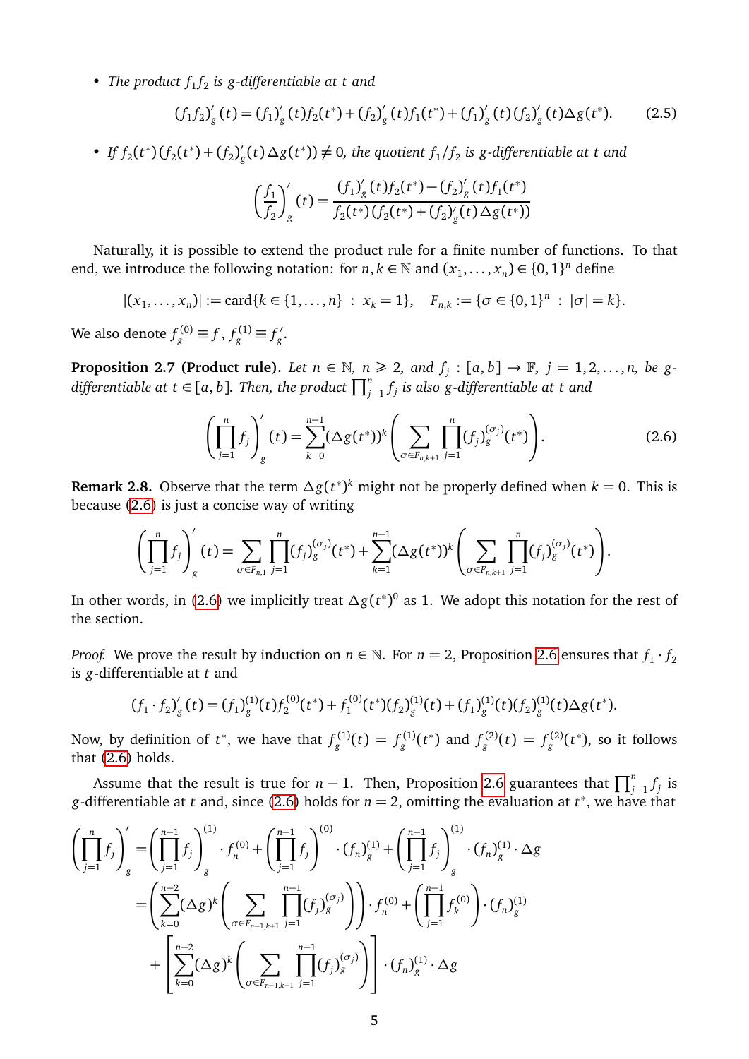- *The product $f_1 f_2$ is $g$-differentiable at $t$ and*

$$(f_1 f_2)'_g(t) = (f_1)'_g(t) f_2(t^*) + (f_2)'_g(t) f_1(t^*) + (f_1)'_g(t)(f_2)'_g(t)\Delta g(t^*). \tag{2.5}$$

- *If $f_2(t^*)(f_2(t^*) + (f_2)'_g(t)\Delta g(t^*)) \neq 0$, the quotient $f_1/f_2$ is $g$-differentiable at $t$ and*

$$\left(\frac{f_1}{f_2}\right)'_g(t) = \frac{(f_1)'_g(t) f_2(t^*) - (f_2)'_g(t) f_1(t^*)}{f_2(t^*)(f_2(t^*) + (f_2)'_g(t)\Delta g(t^*))}$$

Naturally, it is possible to extend the product rule for a finite number of functions. To that end, we introduce the following notation: for $n, k \in \mathbb{N}$ and $(x_1, \dots, x_n) \in \{0,1\}^n$ define

$$|(x_1, \dots, x_n)| := \operatorname{card}\{k \in \{1, \dots, n\} \ : \ x_k = 1\}, \quad F_{n,k} := \{\sigma \in \{0,1\}^n \ : \ |\sigma| = k\}.$$

We also denote $f_g^{(0)} \equiv f$, $f_g^{(1)} \equiv f'_g$.

**Proposition 2.7 (Product rule).** *Let $n \in \mathbb{N}$, $n \geqslant 2$, and $f_j : [a,b] \to \mathbb{F}$, $j = 1, 2, \dots, n$, be $g$-differentiable at $t \in [a,b]$. Then, the product $\prod_{j=1}^n f_j$ is also $g$-differentiable at $t$ and*

$$\left(\prod_{j=1}^n f_j\right)'_g(t) = \sum_{k=0}^{n-1} (\Delta g(t^*))^k \left( \sum_{\sigma \in F_{n,k+1}} \prod_{j=1}^n (f_j)_g^{(\sigma_j)}(t^*) \right). \tag{2.6}$$

**Remark 2.8.** Observe that the term $\Delta g(t^*)^k$ might not be properly defined when $k = 0$. This is because (2.6) is just a concise way of writing

$$\left(\prod_{j=1}^n f_j\right)'_g(t) = \sum_{\sigma \in F_{n,1}} \prod_{j=1}^n (f_j)_g^{(\sigma_j)}(t^*) + \sum_{k=1}^{n-1} (\Delta g(t^*))^k \left( \sum_{\sigma \in F_{n,k+1}} \prod_{j=1}^n (f_j)_g^{(\sigma_j)}(t^*) \right).$$

In other words, in (2.6) we implicitly treat $\Delta g(t^*)^0$ as 1. We adopt this notation for the rest of the section.

*Proof.* We prove the result by induction on $n \in \mathbb{N}$. For $n = 2$, Proposition 2.6 ensures that $f_1 \cdot f_2$ is $g$-differentiable at $t$ and

$$(f_1 \cdot f_2)'_g(t) = (f_1)_g^{(1)}(t) f_2^{(0)}(t^*) + f_1^{(0)}(t^*)(f_2)_g^{(1)}(t) + (f_1)_g^{(1)}(t)(f_2)_g^{(1)}(t)\Delta g(t^*).$$

Now, by definition of $t^*$, we have that $f_g^{(1)}(t) = f_g^{(1)}(t^*)$ and $f_g^{(2)}(t) = f_g^{(2)}(t^*)$, so it follows that (2.6) holds.

Assume that the result is true for $n-1$. Then, Proposition 2.6 guarantees that $\prod_{j=1}^n f_j$ is $g$-differentiable at $t$ and, since (2.6) holds for $n = 2$, omitting the evaluation at $t^*$, we have that

$$\begin{aligned}
\left(\prod_{j=1}^n f_j\right)'_g &= \left(\prod_{j=1}^{n-1} f_j\right)_g^{(1)} \cdot f_n^{(0)} + \left(\prod_{j=1}^{n-1} f_j\right)^{(0)} \cdot (f_n)_g^{(1)} + \left(\prod_{j=1}^{n-1} f_j\right)_g^{(1)} \cdot (f_n)_g^{(1)} \cdot \Delta g \\
&= \left( \sum_{k=0}^{n-2} (\Delta g)^k \left( \sum_{\sigma \in F_{n-1,k+1}} \prod_{j=1}^{n-1} (f_j)_g^{(\sigma_j)} \right) \right) \cdot f_n^{(0)} + \left( \prod_{j=1}^{n-1} f_k^{(0)} \right) \cdot (f_n)_g^{(1)} \\
&\quad + \left[ \sum_{k=0}^{n-2} (\Delta g)^k \left( \sum_{\sigma \in F_{n-1,k+1}} \prod_{j=1}^{n-1} (f_j)_g^{(\sigma_j)} \right) \right] \cdot (f_n)_g^{(1)} \cdot \Delta g
\end{aligned}$$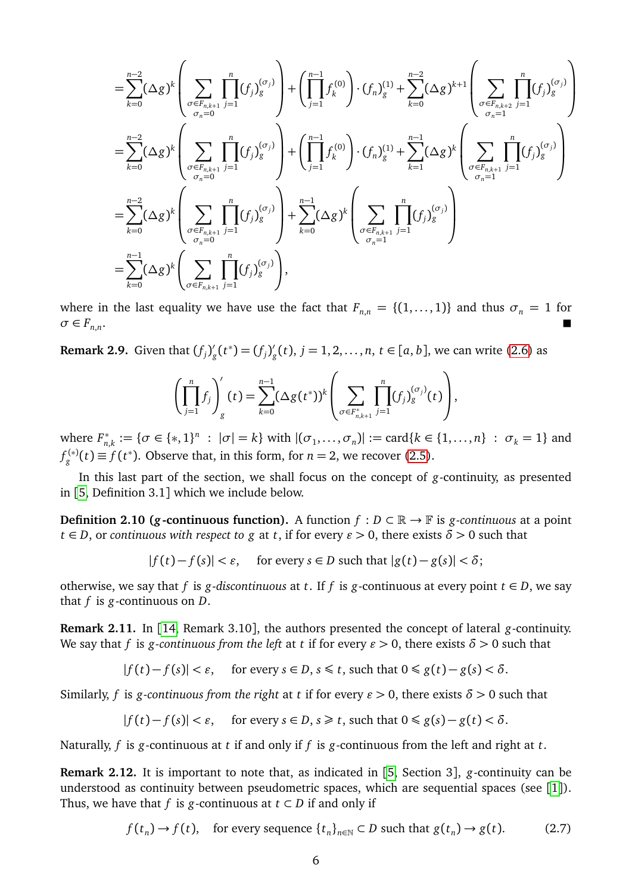$$
\begin{aligned}
&=\sum_{k=0}^{n-2}(\Delta g)^k\left(\sum_{\substack{\sigma\in F_{n,k+1}\\ \sigma_n=0}}\prod_{j=1}^{n}(f_j)_g^{(\sigma_j)}\right)+\left(\prod_{j=1}^{n-1}f_k^{(0)}\right)\cdot(f_n)_g^{(1)}+\sum_{k=0}^{n-2}(\Delta g)^{k+1}\left(\sum_{\substack{\sigma\in F_{n,k+2}\\ \sigma_n=1}}\prod_{j=1}^{n}(f_j)_g^{(\sigma_j)}\right)\\
&=\sum_{k=0}^{n-2}(\Delta g)^k\left(\sum_{\substack{\sigma\in F_{n,k+1}\\ \sigma_n=0}}\prod_{j=1}^{n}(f_j)_g^{(\sigma_j)}\right)+\left(\prod_{j=1}^{n-1}f_k^{(0)}\right)\cdot(f_n)_g^{(1)}+\sum_{k=1}^{n-1}(\Delta g)^{k}\left(\sum_{\substack{\sigma\in F_{n,k+1}\\ \sigma_n=1}}\prod_{j=1}^{n}(f_j)_g^{(\sigma_j)}\right)\\
&=\sum_{k=0}^{n-2}(\Delta g)^k\left(\sum_{\substack{\sigma\in F_{n,k+1}\\ \sigma_n=0}}\prod_{j=1}^{n}(f_j)_g^{(\sigma_j)}\right)+\sum_{k=0}^{n-1}(\Delta g)^{k}\left(\sum_{\substack{\sigma\in F_{n,k+1}\\ \sigma_n=1}}\prod_{j=1}^{n}(f_j)_g^{(\sigma_j)}\right)\\
&=\sum_{k=0}^{n-1}(\Delta g)^k\left(\sum_{\sigma\in F_{n,k+1}}\prod_{j=1}^{n}(f_j)_g^{(\sigma_j)}\right),
\end{aligned}
$$

where in the last equality we have use the fact that $F_{n,n}=\{(1,\dots,1)\}$ and thus $\sigma_n=1$ for $\sigma\in F_{n,n}$. ■

**Remark 2.9.** Given that $(f_j)_g'(t^*)=(f_j)_g'(t)$, $j=1,2,\dots,n$, $t\in[a,b]$, we can write (2.6) as

$$
\left(\prod_{j=1}^{n}f_j\right)_g'(t)=\sum_{k=0}^{n-1}(\Delta g(t^*))^k\left(\sum_{\sigma\in F^*_{n,k+1}}\prod_{j=1}^{n}(f_j)_g^{(\sigma_j)}(t)\right),
$$

where $F^*_{n,k}:=\{\sigma\in\{*,1\}^n\ :\ |\sigma|=k\}$ with $|(\sigma_1,\dots,\sigma_n)|:=\operatorname{card}\{k\in\{1,\dots,n\}\ :\ \sigma_k=1\}$ and $f_g^{(*)}(t)\equiv f(t^*)$. Observe that, in this form, for $n=2$, we recover (2.5).

In this last part of the section, we shall focus on the concept of $g$-continuity, as presented in [5, Definition 3.1] which we include below.

**Definition 2.10 ($g$-continuous function).** A function $f:D\subset\mathbb{R}\to\mathbb{F}$ is *$g$-continuous* at a point $t\in D$, or *continuous with respect to* $g$ at $t$, if for every $\varepsilon>0$, there exists $\delta>0$ such that

$$
|f(t)-f(s)|<\varepsilon,\quad \text{for every } s\in D \text{ such that } |g(t)-g(s)|<\delta;
$$

otherwise, we say that $f$ is *$g$-discontinuous* at $t$. If $f$ is $g$-continuous at every point $t\in D$, we say that $f$ is $g$-continuous on $D$.

**Remark 2.11.** In [14, Remark 3.10], the authors presented the concept of lateral $g$-continuity. We say that $f$ is *$g$-continuous from the left* at $t$ if for every $\varepsilon>0$, there exists $\delta>0$ such that

$$
|f(t)-f(s)|<\varepsilon,\quad \text{for every } s\in D,\ s\leqslant t, \text{ such that } 0\leqslant g(t)-g(s)<\delta.
$$

Similarly, $f$ is *$g$-continuous from the right* at $t$ if for every $\varepsilon>0$, there exists $\delta>0$ such that

$$
|f(t)-f(s)|<\varepsilon,\quad \text{for every } s\in D,\ s\geqslant t, \text{ such that } 0\leqslant g(s)-g(t)<\delta.
$$

Naturally, $f$ is $g$-continuous at $t$ if and only if $f$ is $g$-continuous from the left and right at $t$.

**Remark 2.12.** It is important to note that, as indicated in [5, Section 3], $g$-continuity can be understood as continuity between pseudometric spaces, which are sequential spaces (see [1]). Thus, we have that $f$ is $g$-continuous at $t\subset D$ if and only if

$$
f(t_n)\to f(t),\quad \text{for every sequence } \{t_n\}_{n\in\mathbb{N}}\subset D \text{ such that } g(t_n)\to g(t). \tag{2.7}
$$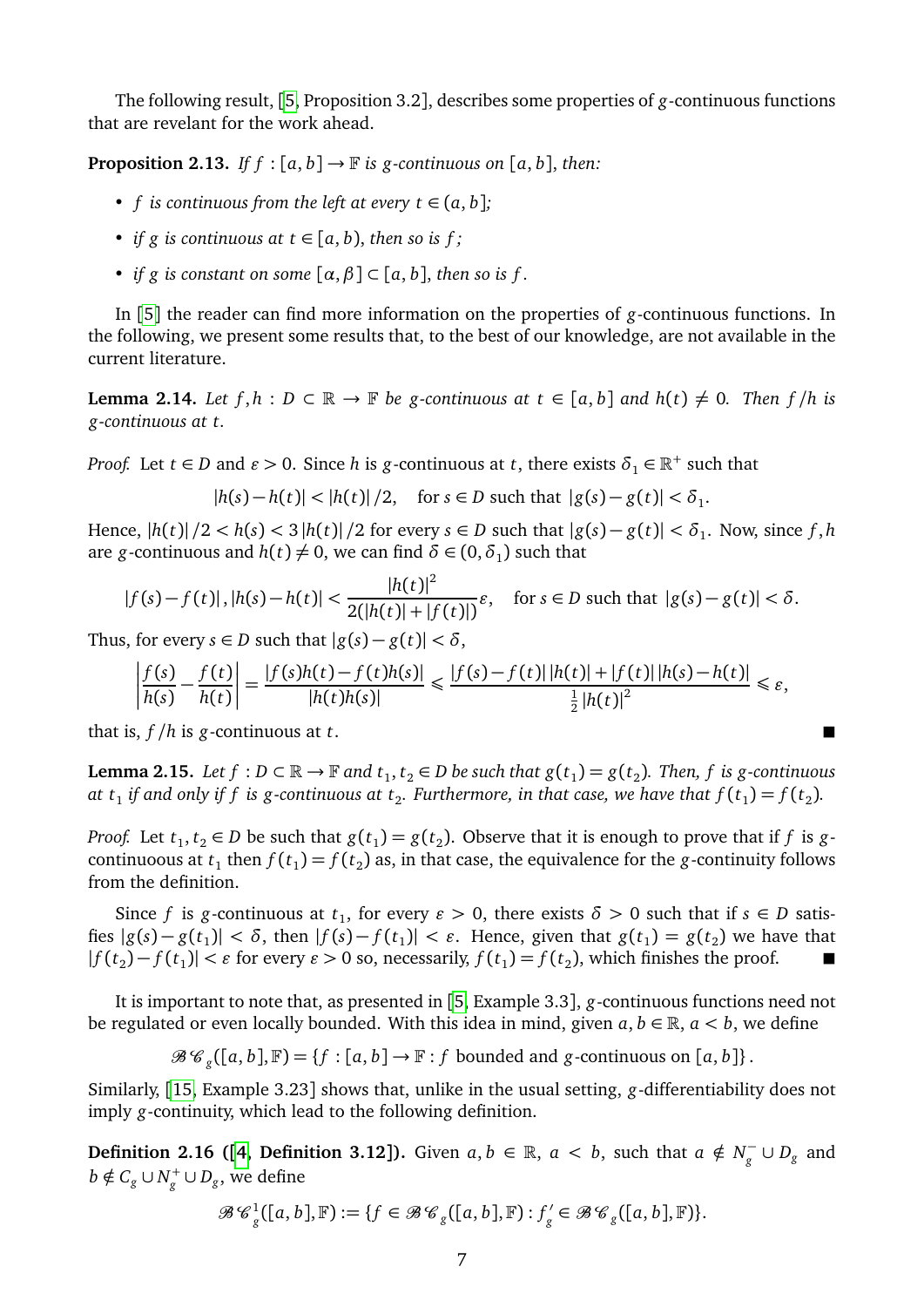The following result, [[5], Proposition 3.2], describes some properties of $g$-continuous functions that are revelant for the work ahead.

**Proposition 2.13.** *If $f:[a,b]\to\mathbb{F}$ is $g$-continuous on $[a,b]$, then:*

- *$f$ is continuous from the left at every $t\in(a,b]$;*
- *if $g$ is continuous at $t\in[a,b)$, then so is $f$;*
- *if $g$ is constant on some $[\alpha,\beta]\subset[a,b]$, then so is $f$.*

In [5] the reader can find more information on the properties of $g$-continuous functions. In the following, we present some results that, to the best of our knowledge, are not available in the current literature.

**Lemma 2.14.** *Let $f,h:D\subset\mathbb{R}\to\mathbb{F}$ be $g$-continuous at $t\in[a,b]$ and $h(t)\neq 0$. Then $f/h$ is $g$-continuous at $t$.*

*Proof.* Let $t\in D$ and $\varepsilon>0$. Since $h$ is $g$-continuous at $t$, there exists $\delta_1\in\mathbb{R}^+$ such that

$$|h(s)-h(t)|<|h(t)|/2,\quad \text{for } s\in D \text{ such that } |g(s)-g(t)|<\delta_1.$$

Hence, $|h(t)|/2<h(s)<3|h(t)|/2$ for every $s\in D$ such that $|g(s)-g(t)|<\delta_1$. Now, since $f,h$ are $g$-continuous and $h(t)\neq 0$, we can find $\delta\in(0,\delta_1)$ such that

$$|f(s)-f(t)|,|h(s)-h(t)|<\frac{|h(t)|^2}{2(|h(t)|+|f(t)|)}\varepsilon,\quad \text{for } s\in D \text{ such that } |g(s)-g(t)|<\delta.$$

Thus, for every $s\in D$ such that $|g(s)-g(t)|<\delta$,

$$\left|\frac{f(s)}{h(s)}-\frac{f(t)}{h(t)}\right|=\frac{|f(s)h(t)-f(t)h(s)|}{|h(t)h(s)|}\leqslant\frac{|f(s)-f(t)|\,|h(t)|+|f(t)|\,|h(s)-h(t)|}{\frac{1}{2}|h(t)|^2}\leqslant\varepsilon,$$

that is, $f/h$ is $g$-continuous at $t$. ∎

**Lemma 2.15.** *Let $f:D\subset\mathbb{R}\to\mathbb{F}$ and $t_1,t_2\in D$ be such that $g(t_1)=g(t_2)$. Then, $f$ is $g$-continuous at $t_1$ if and only if $f$ is $g$-continuous at $t_2$. Furthermore, in that case, we have that $f(t_1)=f(t_2)$.*

*Proof.* Let $t_1,t_2\in D$ be such that $g(t_1)=g(t_2)$. Observe that it is enough to prove that if $f$ is $g$-continuous at $t_1$ then $f(t_1)=f(t_2)$ as, in that case, the equivalence for the $g$-continuity follows from the definition.

Since $f$ is $g$-continuous at $t_1$, for every $\varepsilon>0$, there exists $\delta>0$ such that if $s\in D$ satisfies $|g(s)-g(t_1)|<\delta$, then $|f(s)-f(t_1)|<\varepsilon$. Hence, given that $g(t_1)=g(t_2)$ we have that $|f(t_2)-f(t_1)|<\varepsilon$ for every $\varepsilon>0$ so, necessarily, $f(t_1)=f(t_2)$, which finishes the proof. ∎

It is important to note that, as presented in [[5], Example 3.3], $g$-continuous functions need not be regulated or even locally bounded. With this idea in mind, given $a,b\in\mathbb{R}$, $a<b$, we define

$$\mathscr{BC}_g([a,b],\mathbb{F})=\{f:[a,b]\to\mathbb{F}: f \text{ bounded and } g\text{-continuous on } [a,b]\}.$$

Similarly, [[15], Example 3.23] shows that, unlike in the usual setting, $g$-differentiability does not imply $g$-continuity, which lead to the following definition.

**Definition 2.16 ([4], Definition 3.12]).** Given $a,b\in\mathbb{R}$, $a<b$, such that $a\notin N_g^-\cup D_g$ and $b\notin C_g\cup N_g^+\cup D_g$, we define

$$\mathscr{BC}_g^1([a,b],\mathbb{F}):=\{f\in\mathscr{BC}_g([a,b],\mathbb{F}): f_g'\in\mathscr{BC}_g([a,b],\mathbb{F})\}.$$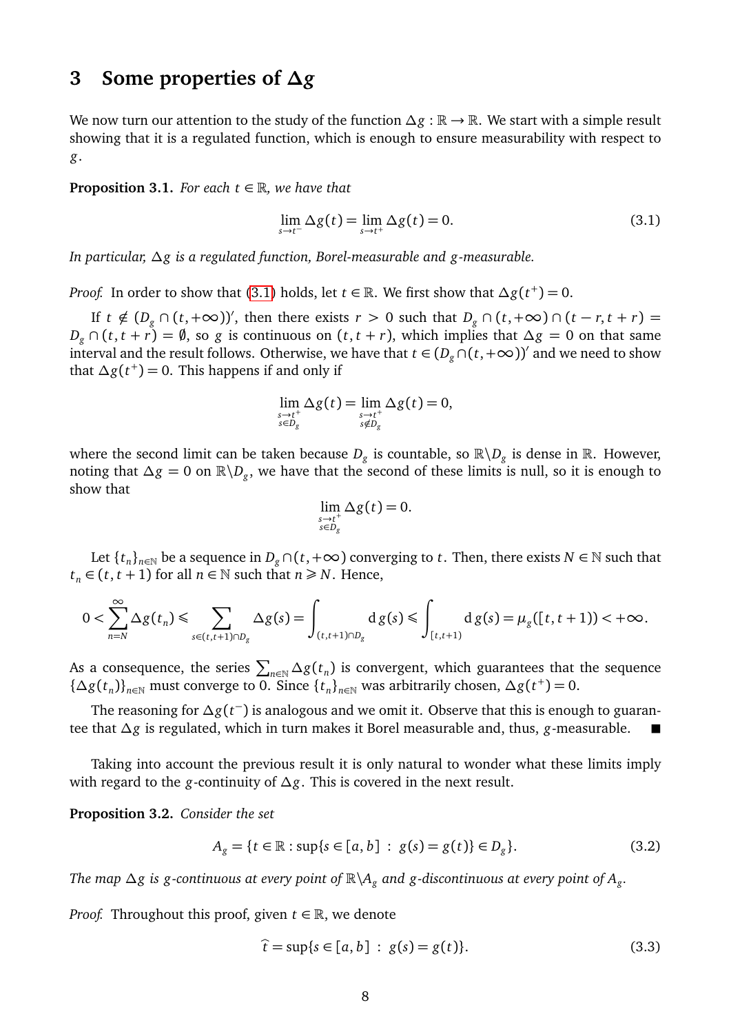## 3 Some properties of $\Delta g$

We now turn our attention to the study of the function $\Delta g : \mathbb{R} \to \mathbb{R}$. We start with a simple result showing that it is a regulated function, which is enough to ensure measurability with respect to $g$.

**Proposition 3.1.** *For each $t \in \mathbb{R}$, we have that*

$$\lim_{s\to t^-} \Delta g(t) = \lim_{s\to t^+} \Delta g(t) = 0. \tag{3.1}$$

*In particular, $\Delta g$ is a regulated function, Borel-measurable and $g$-measurable.*

*Proof.* In order to show that (3.1) holds, let $t \in \mathbb{R}$. We first show that $\Delta g(t^+) = 0$.

If $t \notin (D_g \cap (t, +\infty))'$, then there exists $r > 0$ such that $D_g \cap (t, +\infty) \cap (t - r, t + r) = D_g \cap (t, t + r) = \emptyset$, so $g$ is continuous on $(t, t + r)$, which implies that $\Delta g = 0$ on that same interval and the result follows. Otherwise, we have that $t \in (D_g \cap (t, +\infty))'$ and we need to show that $\Delta g(t^+) = 0$. This happens if and only if

$$\lim_{\substack{s\to t^+\\ s\in D_g}} \Delta g(t) = \lim_{\substack{s\to t^+\\ s\notin D_g}} \Delta g(t) = 0,$$

where the second limit can be taken because $D_g$ is countable, so $\mathbb{R}\backslash D_g$ is dense in $\mathbb{R}$. However, noting that $\Delta g = 0$ on $\mathbb{R}\backslash D_g$, we have that the second of these limits is null, so it is enough to show that

$$\lim_{\substack{s\to t^+\\ s\in D_g}} \Delta g(t) = 0.$$

Let $\{t_n\}_{n\in\mathbb{N}}$ be a sequence in $D_g \cap (t, +\infty)$ converging to $t$. Then, there exists $N \in \mathbb{N}$ such that $t_n \in (t, t + 1)$ for all $n \in \mathbb{N}$ such that $n \geqslant N$. Hence,

$$0 < \sum_{n=N}^{\infty} \Delta g(t_n) \leqslant \sum_{s\in(t,t+1)\cap D_g} \Delta g(s) = \int_{(t,t+1)\cap D_g} \mathrm{d}\, g(s) \leqslant \int_{[t,t+1)} \mathrm{d}\, g(s) = \mu_g([t, t + 1)) < +\infty.$$

As a consequence, the series $\sum_{n\in\mathbb{N}} \Delta g(t_n)$ is convergent, which guarantees that the sequence $\{\Delta g(t_n)\}_{n\in\mathbb{N}}$ must converge to 0. Since $\{t_n\}_{n\in\mathbb{N}}$ was arbitrarily chosen, $\Delta g(t^+) = 0$.

The reasoning for $\Delta g(t^-)$ is analogous and we omit it. Observe that this is enough to guarantee that $\Delta g$ is regulated, which in turn makes it Borel measurable and, thus, $g$-measurable. ■

Taking into account the previous result it is only natural to wonder what these limits imply with regard to the $g$-continuity of $\Delta g$. This is covered in the next result.

**Proposition 3.2.** *Consider the set*

$$A_g = \{t \in \mathbb{R} : \sup\{s \in [a, b] \ : \ g(s) = g(t)\} \in D_g\}. \tag{3.2}$$

*The map $\Delta g$ is $g$-continuous at every point of $\mathbb{R}\backslash A_g$ and $g$-discontinuous at every point of $A_g$.*

*Proof.* Throughout this proof, given $t \in \mathbb{R}$, we denote

$$\widehat{t} = \sup\{s \in [a, b] \ : \ g(s) = g(t)\}. \tag{3.3}$$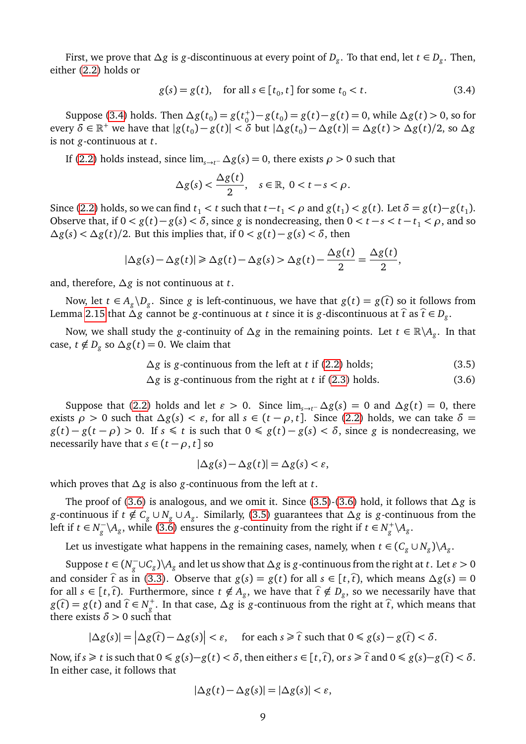First, we prove that $\Delta g$ is $g$-discontinuous at every point of $D_g$. To that end, let $t \in D_g$. Then, either (2.2) holds or

$$g(s) = g(t), \quad \text{for all } s \in [t_0, t] \text{ for some } t_0 < t. \tag{3.4}$$

Suppose (3.4) holds. Then $\Delta g(t_0) = g(t_0^+) - g(t_0) = g(t) - g(t) = 0$, while $\Delta g(t) > 0$, so for every $\delta \in \mathbb{R}^+$ we have that $|g(t_0) - g(t)| < \delta$ but $|\Delta g(t_0) - \Delta g(t)| = \Delta g(t) > \Delta g(t)/2$, so $\Delta g$ is not $g$-continuous at $t$.

If (2.2) holds instead, since $\lim_{s\to t^-} \Delta g(s) = 0$, there exists $\rho > 0$ such that

$$\Delta g(s) < \frac{\Delta g(t)}{2}, \quad s \in \mathbb{R},\ 0 < t - s < \rho.$$

Since (2.2) holds, so we can find $t_1 < t$ such that $t - t_1 < \rho$ and $g(t_1) < g(t)$. Let $\delta = g(t) - g(t_1)$. Observe that, if $0 < g(t) - g(s) < \delta$, since $g$ is nondecreasing, then $0 < t - s < t - t_1 < \rho$, and so $\Delta g(s) < \Delta g(t)/2$. But this implies that, if $0 < g(t) - g(s) < \delta$, then

$$|\Delta g(s) - \Delta g(t)| \geqslant \Delta g(t) - \Delta g(s) > \Delta g(t) - \frac{\Delta g(t)}{2} = \frac{\Delta g(t)}{2},$$

and, therefore, $\Delta g$ is not continuous at $t$.

Now, let $t \in A_g \backslash D_g$. Since $g$ is left-continuous, we have that $g(t) = g(\widehat{t})$ so it follows from Lemma 2.15 that $\Delta g$ cannot be $g$-continuous at $t$ since it is $g$-discontinuous at $\widehat{t}$ as $\widehat{t} \in D_g$.

Now, we shall study the $g$-continuity of $\Delta g$ in the remaining points. Let $t \in \mathbb{R}\backslash A_g$. In that case, $t \notin D_g$ so $\Delta g(t) = 0$. We claim that

$$\Delta g \text{ is } g\text{-continuous from the left at } t \text{ if (2.2) holds;} \tag{3.5}$$
$$\Delta g \text{ is } g\text{-continuous from the right at } t \text{ if (2.3) holds.} \tag{3.6}$$

Suppose that (2.2) holds and let $\varepsilon > 0$. Since $\lim_{s\to t^-} \Delta g(s) = 0$ and $\Delta g(t) = 0$, there exists $\rho > 0$ such that $\Delta g(s) < \varepsilon$, for all $s \in (t - \rho, t]$. Since (2.2) holds, we can take $\delta = g(t) - g(t - \rho) > 0$. If $s \leqslant t$ is such that $0 \leqslant g(t) - g(s) < \delta$, since $g$ is nondecreasing, we necessarily have that $s \in (t - \rho, t]$ so

$$|\Delta g(s) - \Delta g(t)| = \Delta g(s) < \varepsilon,$$

which proves that $\Delta g$ is also $g$-continuous from the left at $t$.

The proof of (3.6) is analogous, and we omit it. Since (3.5)-(3.6) hold, it follows that $\Delta g$ is $g$-continuous if $t \notin C_g \cup N_g \cup A_g$. Similarly, (3.5) guarantees that $\Delta g$ is $g$-continuous from the left if $t \in N_g^- \backslash A_g$, while (3.6) ensures the $g$-continuity from the right if $t \in N_g^+ \backslash A_g$.

Let us investigate what happens in the remaining cases, namely, when $t \in (C_g \cup N_g) \backslash A_g$.

Suppose $t \in (N_g^- \cup C_g) \backslash A_g$ and let us show that $\Delta g$ is $g$-continuous from the right at $t$. Let $\varepsilon > 0$ and consider $\widehat{t}$ as in (3.3). Observe that $g(s) = g(t)$ for all $s \in [t, \widehat{t})$, which means $\Delta g(s) = 0$ for all $s \in [t, \widehat{t})$. Furthermore, since $t \notin A_g$, we have that $\widehat{t} \notin D_g$, so we necessarily have that $g(\widehat{t}) = g(t)$ and $\widehat{t} \in N_g^+$. In that case, $\Delta g$ is $g$-continuous from the right at $\widehat{t}$, which means that there exists $\delta > 0$ such that

$$|\Delta g(s)| = \left|\Delta g(\widehat{t}) - \Delta g(s)\right| < \varepsilon, \quad \text{for each } s \geqslant \widehat{t} \text{ such that } 0 \leqslant g(s) - g(\widehat{t}) < \delta.$$

Now, if $s \geqslant t$ is such that $0 \leqslant g(s) - g(t) < \delta$, then either $s \in [t, \widehat{t})$, or $s \geqslant \widehat{t}$ and $0 \leqslant g(s) - g(\widehat{t}) < \delta$. In either case, it follows that

$$|\Delta g(t) - \Delta g(s)| = |\Delta g(s)| < \varepsilon,$$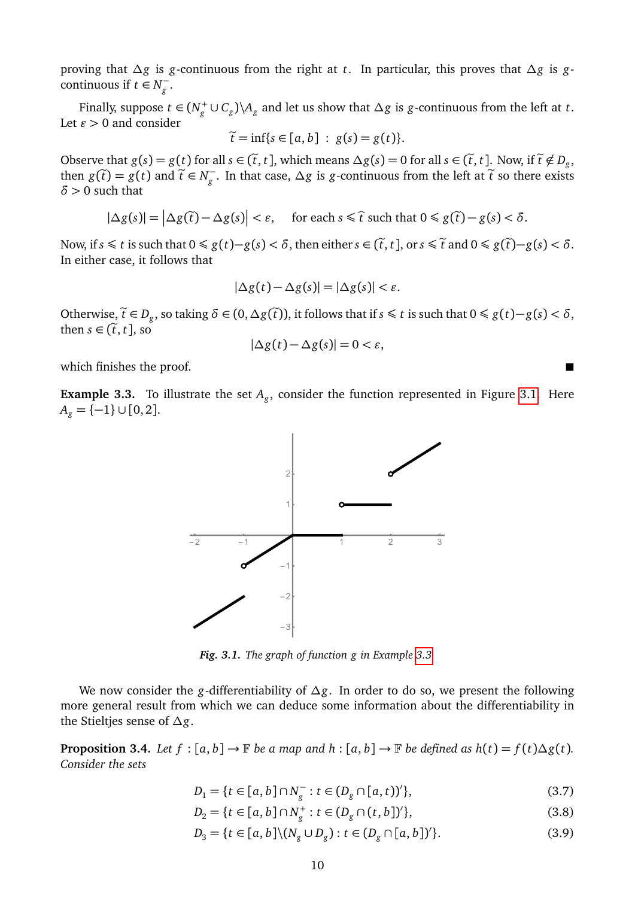proving that $\Delta g$ is $g$-continuous from the right at $t$. In particular, this proves that $\Delta g$ is $g$-continuous if $t \in N_g^-$.

Finally, suppose $t \in (N_g^+ \cup C_g) \setminus A_g$ and let us show that $\Delta g$ is $g$-continuous from the left at $t$. Let $\varepsilon > 0$ and consider

$$\widetilde{t} = \inf\{s \in [a,b] \ : \ g(s) = g(t)\}.$$

Observe that $g(s) = g(t)$ for all $s \in (\widetilde{t}, t]$, which means $\Delta g(s) = 0$ for all $s \in (\widetilde{t}, t]$. Now, if $\widetilde{t} \notin D_g$, then $g(\widetilde{t}) = g(t)$ and $\widetilde{t} \in N_g^-$. In that case, $\Delta g$ is $g$-continuous from the left at $\widetilde{t}$ so there exists $\delta > 0$ such that

$$|\Delta g(s)| = \left|\Delta g(\widetilde{t}) - \Delta g(s)\right| < \varepsilon, \quad \text{for each } s \leqslant \widehat{t} \text{ such that } 0 \leqslant g(\widetilde{t}) - g(s) < \delta.$$

Now, if $s \leqslant t$ is such that $0 \leqslant g(t) - g(s) < \delta$, then either $s \in (\widetilde{t}, t]$, or $s \leqslant \widetilde{t}$ and $0 \leqslant g(\widetilde{t}) - g(s) < \delta$. In either case, it follows that

$$|\Delta g(t) - \Delta g(s)| = |\Delta g(s)| < \varepsilon.$$

Otherwise, $\widetilde{t} \in D_g$, so taking $\delta \in (0, \Delta g(\widetilde{t}))$, it follows that if $s \leqslant t$ is such that $0 \leqslant g(t) - g(s) < \delta$, then $s \in (\widetilde{t}, t]$, so

$$|\Delta g(t) - \Delta g(s)| = 0 < \varepsilon,$$

which finishes the proof. ∎

**Example 3.3.** To illustrate the set $A_g$, consider the function represented in Figure 3.1. Here $A_g = \{-1\} \cup [0,2]$.

*Fig. 3.1. The graph of function g in Example 3.3*

We now consider the $g$-differentiability of $\Delta g$. In order to do so, we present the following more general result from which we can deduce some information about the differentiability in the Stieltjes sense of $\Delta g$.

**Proposition 3.4.** *Let $f : [a,b] \to \mathbb{F}$ be a map and $h : [a,b] \to \mathbb{F}$ be defined as $h(t) = f(t)\Delta g(t)$. Consider the sets*

$$D_1 = \{t \in [a,b] \cap N_g^- : t \in (D_g \cap [a,t))'\}, \tag{3.7}$$

$$D_2 = \{t \in [a,b] \cap N_g^+ : t \in (D_g \cap (t,b])'\}, \tag{3.8}$$

$$D_3 = \{t \in [a,b] \setminus (N_g \cup D_g) : t \in (D_g \cap [a,b])'\}. \tag{3.9}$$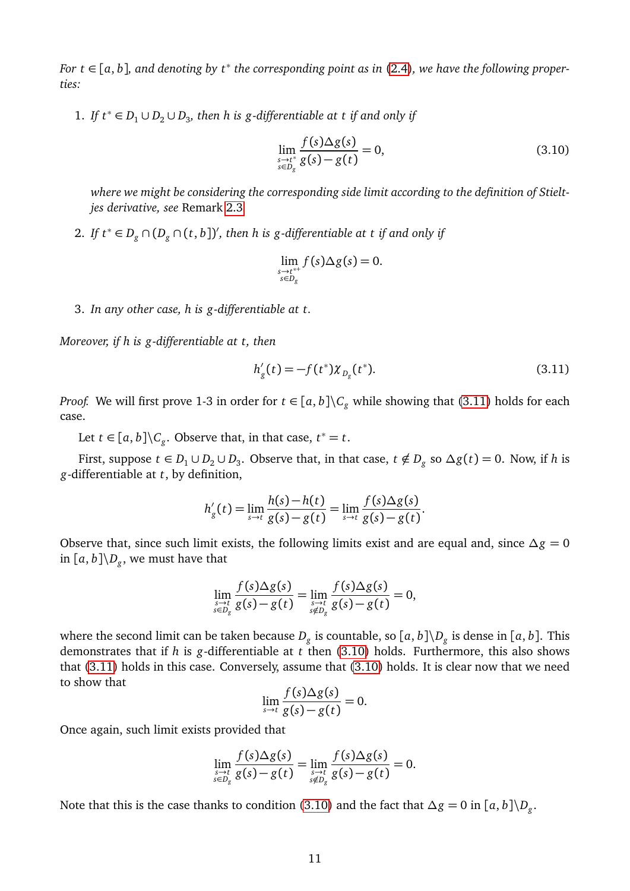*For $t \in [a,b]$, and denoting by $t^*$ the corresponding point as in (2.4), we have the following properties:*

1. *If $t^* \in D_1 \cup D_2 \cup D_3$, then $h$ is $g$-differentiable at $t$ if and only if*

$$\lim_{\substack{s \to t^* \\ s \in D_g}} \frac{f(s)\Delta g(s)}{g(s) - g(t)} = 0, \tag{3.10}$$

   *where we might be considering the corresponding side limit according to the definition of Stieltjes derivative, see* Remark 2.3.

2. *If $t^* \in D_g \cap (D_g \cap (t,b])'$, then $h$ is $g$-differentiable at $t$ if and only if*

$$\lim_{\substack{s \to t^{*+} \\ s \in D_g}} f(s)\Delta g(s) = 0.$$

3. *In any other case, $h$ is $g$-differentiable at $t$.*

*Moreover, if $h$ is $g$-differentiable at $t$, then*

$$h'_g(t) = -f(t^*)\chi_{D_g}(t^*). \tag{3.11}$$

*Proof.* We will first prove 1-3 in order for $t \in [a,b] \setminus C_g$ while showing that (3.11) holds for each case.

Let $t \in [a,b] \setminus C_g$. Observe that, in that case, $t^* = t$.

First, suppose $t \in D_1 \cup D_2 \cup D_3$. Observe that, in that case, $t \notin D_g$ so $\Delta g(t) = 0$. Now, if $h$ is $g$-differentiable at $t$, by definition,

$$h'_g(t) = \lim_{s \to t} \frac{h(s) - h(t)}{g(s) - g(t)} = \lim_{s \to t} \frac{f(s)\Delta g(s)}{g(s) - g(t)}.$$

Observe that, since such limit exists, the following limits exist and are equal and, since $\Delta g = 0$ in $[a,b] \setminus D_g$, we must have that

$$\lim_{\substack{s \to t \\ s \in D_g}} \frac{f(s)\Delta g(s)}{g(s) - g(t)} = \lim_{\substack{s \to t \\ s \notin D_g}} \frac{f(s)\Delta g(s)}{g(s) - g(t)} = 0,$$

where the second limit can be taken because $D_g$ is countable, so $[a,b] \setminus D_g$ is dense in $[a,b]$. This demonstrates that if $h$ is $g$-differentiable at $t$ then (3.10) holds. Furthermore, this also shows that (3.11) holds in this case. Conversely, assume that (3.10) holds. It is clear now that we need to show that

$$\lim_{s \to t} \frac{f(s)\Delta g(s)}{g(s) - g(t)} = 0.$$

Once again, such limit exists provided that

$$\lim_{\substack{s \to t \\ s \in D_g}} \frac{f(s)\Delta g(s)}{g(s) - g(t)} = \lim_{\substack{s \to t \\ s \notin D_g}} \frac{f(s)\Delta g(s)}{g(s) - g(t)} = 0.$$

Note that this is the case thanks to condition (3.10) and the fact that $\Delta g = 0$ in $[a,b] \setminus D_g$.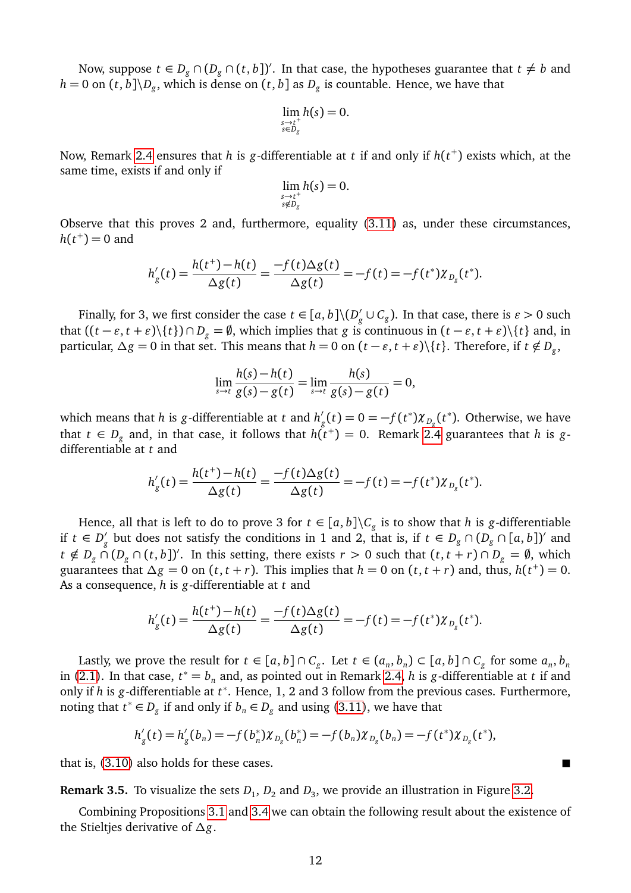Now, suppose $t \in D_g \cap (D_g \cap (t, b])'$. In that case, the hypotheses guarantee that $t \neq b$ and $h = 0$ on $(t, b] \backslash D_g$, which is dense on $(t, b]$ as $D_g$ is countable. Hence, we have that

$$\lim_{\substack{s \to t^+ \\ s \in D_g}} h(s) = 0.$$

Now, Remark 2.4 ensures that $h$ is $g$-differentiable at $t$ if and only if $h(t^+)$ exists which, at the same time, exists if and only if

$$\lim_{\substack{s \to t^+ \\ s \notin D_g}} h(s) = 0.$$

Observe that this proves 2 and, furthermore, equality (3.11) as, under these circumstances, $h(t^+) = 0$ and

$$h'_g(t) = \frac{h(t^+) - h(t)}{\Delta g(t)} = \frac{-f(t)\Delta g(t)}{\Delta g(t)} = -f(t) = -f(t^*)\chi_{D_g}(t^*).$$

Finally, for 3, we first consider the case $t \in [a, b] \backslash (D'_g \cup C_g)$. In that case, there is $\varepsilon > 0$ such that $((t - \varepsilon, t + \varepsilon) \backslash \{t\}) \cap D_g = \emptyset$, which implies that $g$ is continuous in $(t - \varepsilon, t + \varepsilon) \backslash \{t\}$ and, in particular, $\Delta g = 0$ in that set. This means that $h = 0$ on $(t - \varepsilon, t + \varepsilon) \backslash \{t\}$. Therefore, if $t \notin D_g$,

$$\lim_{s \to t} \frac{h(s) - h(t)}{g(s) - g(t)} = \lim_{s \to t} \frac{h(s)}{g(s) - g(t)} = 0,$$

which means that $h$ is $g$-differentiable at $t$ and $h'_g(t) = 0 = -f(t^*)\chi_{D_g}(t^*)$. Otherwise, we have that $t \in D_g$ and, in that case, it follows that $h(t^+) = 0$. Remark 2.4 guarantees that $h$ is $g$-differentiable at $t$ and

$$h'_g(t) = \frac{h(t^+) - h(t)}{\Delta g(t)} = \frac{-f(t)\Delta g(t)}{\Delta g(t)} = -f(t) = -f(t^*)\chi_{D_g}(t^*).$$

Hence, all that is left to do to prove 3 for $t \in [a, b] \backslash C_g$ is to show that $h$ is $g$-differentiable if $t \in D'_g$ but does not satisfy the conditions in 1 and 2, that is, if $t \in D_g \cap (D_g \cap [a, b])'$ and $t \notin D_g \cap (D_g \cap (t, b])'$. In this setting, there exists $r > 0$ such that $(t, t + r) \cap D_g = \emptyset$, which guarantees that $\Delta g = 0$ on $(t, t + r)$. This implies that $h = 0$ on $(t, t + r)$ and, thus, $h(t^+) = 0$. As a consequence, $h$ is $g$-differentiable at $t$ and

$$h'_g(t) = \frac{h(t^+) - h(t)}{\Delta g(t)} = \frac{-f(t)\Delta g(t)}{\Delta g(t)} = -f(t) = -f(t^*)\chi_{D_g}(t^*).$$

Lastly, we prove the result for $t \in [a, b] \cap C_g$. Let $t \in (a_n, b_n) \subset [a, b] \cap C_g$ for some $a_n, b_n$ in (2.1). In that case, $t^* = b_n$ and, as pointed out in Remark 2.4, $h$ is $g$-differentiable at $t$ if and only if $h$ is $g$-differentiable at $t^*$. Hence, 1, 2 and 3 follow from the previous cases. Furthermore, noting that $t^* \in D_g$ if and only if $b_n \in D_g$ and using (3.11), we have that

$$h'_g(t) = h'_g(b_n) = -f(b_n^*)\chi_{D_g}(b_n^*) = -f(b_n)\chi_{D_g}(b_n) = -f(t^*)\chi_{D_g}(t^*),$$

that is, (3.10) also holds for these cases. ■

**Remark 3.5.** To visualize the sets $D_1$, $D_2$ and $D_3$, we provide an illustration in Figure 3.2.

Combining Propositions 3.1 and 3.4 we can obtain the following result about the existence of the Stieltjes derivative of $\Delta g$.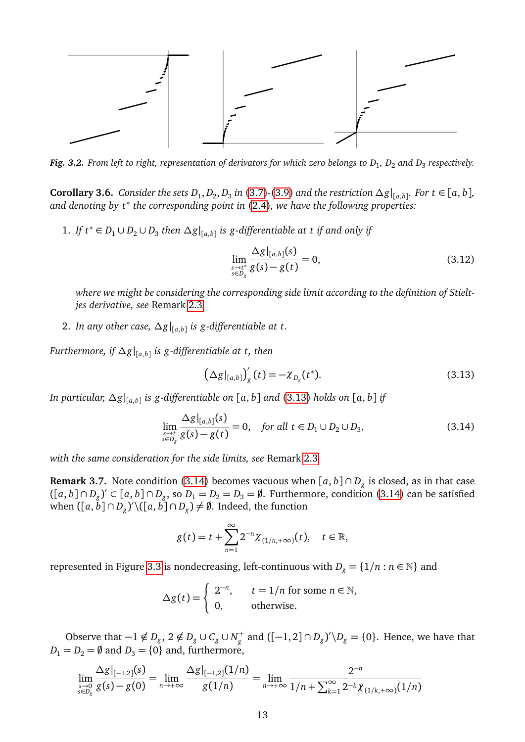*Fig. 3.2. From left to right, representation of derivators for which zero belongs to $D_1$, $D_2$ and $D_3$ respectively.*

**Corollary 3.6.** *Consider the sets $D_1, D_2, D_3$ in (3.7)-(3.9) and the restriction $\Delta g|_{[a,b]}$. For $t \in [a,b]$, and denoting by $t^*$ the corresponding point in (2.4), we have the following properties:*

1. *If $t^* \in D_1 \cup D_2 \cup D_3$ then $\Delta g|_{[a,b]}$ is $g$-differentiable at $t$ if and only if*

$$\lim_{\substack{s \to t^* \\ s \in D_g}} \frac{\Delta g|_{[a,b]}(s)}{g(s) - g(t)} = 0, \tag{3.12}$$

*where we might be considering the corresponding side limit according to the definition of Stieltjes derivative, see* Remark 2.3.

2. *In any other case, $\Delta g|_{[a,b]}$ is $g$-differentiable at $t$.*

*Furthermore, if $\Delta g|_{[a,b]}$ is $g$-differentiable at $t$, then*

$$\left(\Delta g|_{[a,b]}\right)'_g(t) = -\chi_{D_g}(t^*). \tag{3.13}$$

*In particular, $\Delta g|_{[a,b]}$ is $g$-differentiable on $[a,b]$ and (3.13) holds on $[a,b]$ if*

$$\lim_{\substack{s \to t \\ s \in D_g}} \frac{\Delta g|_{[a,b]}(s)}{g(s) - g(t)} = 0, \quad \text{for all } t \in D_1 \cup D_2 \cup D_3, \tag{3.14}$$

*with the same consideration for the side limits, see* Remark 2.3.

**Remark 3.7.** Note condition (3.14) becomes vacuous when $[a,b] \cap D_g$ is closed, as in that case $([a,b] \cap D_g)' \subset [a,b] \cap D_g$, so $D_1 = D_2 = D_3 = \emptyset$. Furthermore, condition (3.14) can be satisfied when $([a,b] \cap D_g)' \backslash ([a,b] \cap D_g) \neq \emptyset$. Indeed, the function

$$g(t) = t + \sum_{n=1}^{\infty} 2^{-n} \chi_{(1/n,+\infty)}(t), \quad t \in \mathbb{R},$$

represented in Figure 3.3 is nondecreasing, left-continuous with $D_g = \{1/n : n \in \mathbb{N}\}$ and

$$\Delta g(t) = \begin{cases} 2^{-n}, & t = 1/n \text{ for some } n \in \mathbb{N}, \\ 0, & \text{otherwise.} \end{cases}$$

Observe that $-1 \notin D_g$, $2 \notin D_g \cup C_g \cup N_g^+$ and $([-1,2] \cap D_g)' \backslash D_g = \{0\}$. Hence, we have that $D_1 = D_2 = \emptyset$ and $D_3 = \{0\}$ and, furthermore,

$$\lim_{\substack{s \to 0 \\ s \in D_g}} \frac{\Delta g|_{[-1,2]}(s)}{g(s) - g(0)} = \lim_{n \to +\infty} \frac{\Delta g|_{[-1,2]}(1/n)}{g(1/n)} = \lim_{n \to +\infty} \frac{2^{-n}}{1/n + \sum_{k=1}^{\infty} 2^{-k} \chi_{(1/k,+\infty)}(1/n)}$$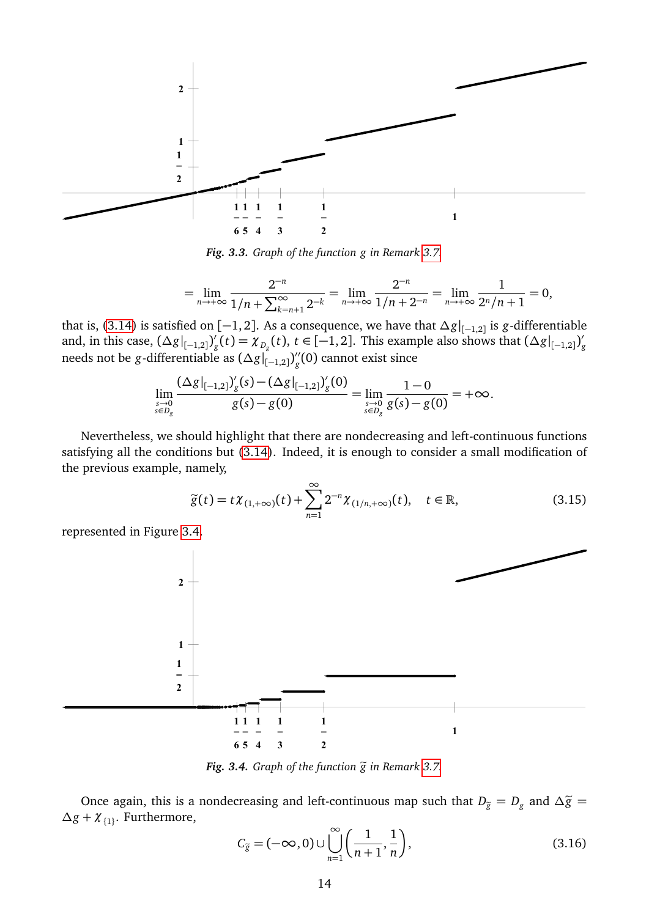*Fig. 3.3. Graph of the function $g$ in Remark 3.7*

$$= \lim_{n\to+\infty} \frac{2^{-n}}{1/n + \sum_{k=n+1}^{\infty} 2^{-k}} = \lim_{n\to+\infty} \frac{2^{-n}}{1/n + 2^{-n}} = \lim_{n\to+\infty} \frac{1}{2^n/n + 1} = 0,$$

that is, (3.14) is satisfied on $[-1,2]$. As a consequence, we have that $\Delta g|_{[-1,2]}$ is $g$-differentiable and, in this case, $(\Delta g|_{[-1,2]})'_g(t) = \chi_{D_g}(t)$, $t \in [-1,2]$. This example also shows that $(\Delta g|_{[-1,2]})'_g$ needs not be $g$-differentiable as $(\Delta g|_{[-1,2]})''_g(0)$ cannot exist since

$$\lim_{\substack{s\to 0\\ s\in D_g}} \frac{(\Delta g|_{[-1,2]})'_g(s) - (\Delta g|_{[-1,2]})'_g(0)}{g(s)-g(0)} = \lim_{\substack{s\to 0\\ s\in D_g}} \frac{1-0}{g(s)-g(0)} = +\infty.$$

Nevertheless, we should highlight that there are nondecreasing and left-continuous functions satisfying all the conditions but (3.14). Indeed, it is enough to consider a small modification of the previous example, namely,

$$\widetilde{g}(t) = t\chi_{(1,+\infty)}(t) + \sum_{n=1}^{\infty} 2^{-n}\chi_{(1/n,+\infty)}(t), \quad t \in \mathbb{R}, \tag{3.15}$$

represented in Figure 3.4.

*Fig. 3.4. Graph of the function $\widetilde{g}$ in Remark 3.7*

Once again, this is a nondecreasing and left-continuous map such that $D_{\widetilde{g}} = D_g$ and $\Delta\widetilde{g} = \Delta g + \chi_{\{1\}}$. Furthermore,

$$C_{\widetilde{g}} = (-\infty, 0) \cup \bigcup_{n=1}^{\infty} \left(\frac{1}{n+1}, \frac{1}{n}\right), \tag{3.16}$$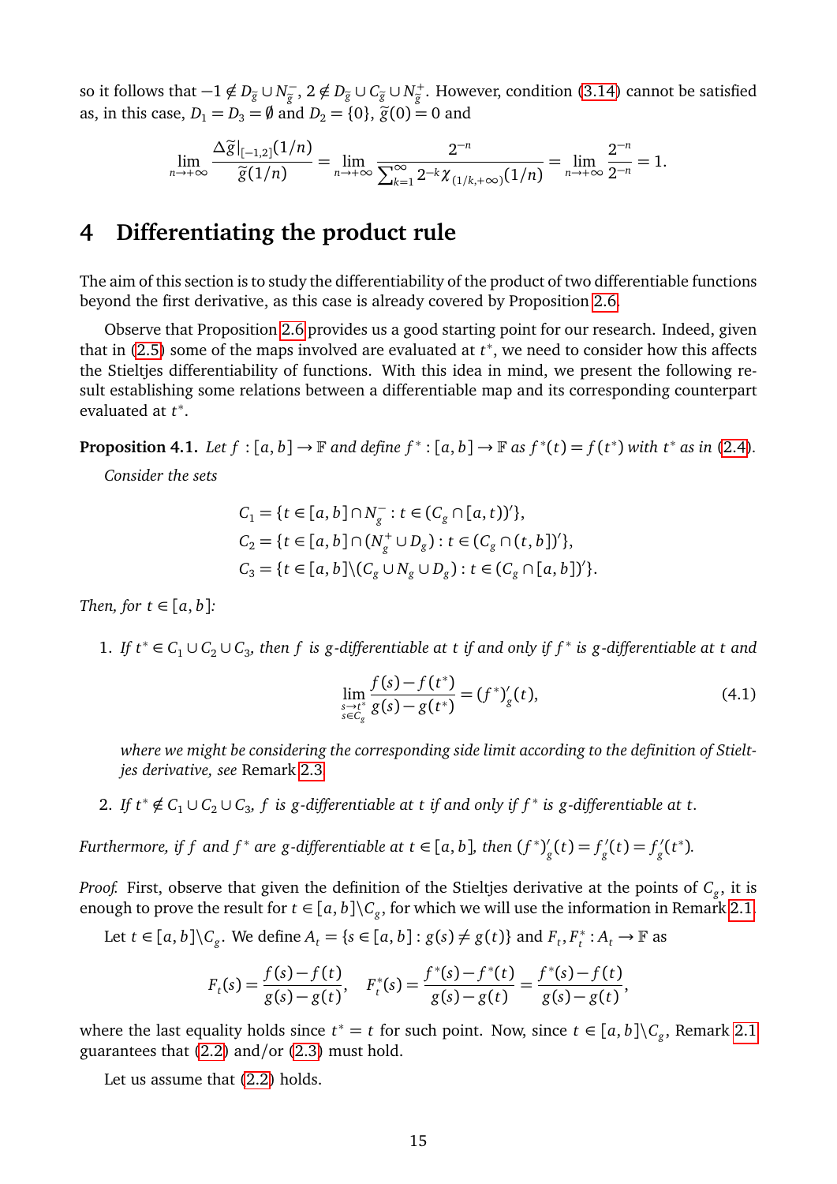so it follows that $-1 \notin D_{\widetilde{g}} \cup N_{\widetilde{g}}^-$, $2 \notin D_{\widetilde{g}} \cup C_{\widetilde{g}} \cup N_{\widetilde{g}}^+$. However, condition (3.14) cannot be satisfied as, in this case, $D_1 = D_3 = \emptyset$ and $D_2 = \{0\}$, $\widetilde{g}(0) = 0$ and

$$\lim_{n\to+\infty} \frac{\Delta \widetilde{g}|_{[-1,2]}(1/n)}{\widetilde{g}(1/n)} = \lim_{n\to+\infty} \frac{2^{-n}}{\sum_{k=1}^{\infty} 2^{-k}\chi_{(1/k,+\infty)}(1/n)} = \lim_{n\to+\infty} \frac{2^{-n}}{2^{-n}} = 1.$$

## 4 Differentiating the product rule

The aim of this section is to study the differentiability of the product of two differentiable functions beyond the first derivative, as this case is already covered by Proposition 2.6.

Observe that Proposition 2.6 provides us a good starting point for our research. Indeed, given that in (2.5) some of the maps involved are evaluated at $t^*$, we need to consider how this affects the Stieltjes differentiability of functions. With this idea in mind, we present the following result establishing some relations between a differentiable map and its corresponding counterpart evaluated at $t^*$.

**Proposition 4.1.** *Let $f : [a,b] \to \mathbb{F}$ and define $f^* : [a,b] \to \mathbb{F}$ as $f^*(t) = f(t^*)$ with $t^*$ as in (2.4).*

*Consider the sets*

$$C_1 = \{t \in [a,b] \cap N_g^- : t \in (C_g \cap [a,t))'\},$$
$$C_2 = \{t \in [a,b] \cap (N_g^+ \cup D_g) : t \in (C_g \cap (t,b])'\},$$
$$C_3 = \{t \in [a,b] \backslash (C_g \cup N_g \cup D_g) : t \in (C_g \cap [a,b])'\}.$$

*Then, for $t \in [a,b]$:*

1. *If $t^* \in C_1 \cup C_2 \cup C_3$, then $f$ is $g$-differentiable at $t$ if and only if $f^*$ is $g$-differentiable at $t$ and*
$$\lim_{\substack{s\to t^* \\ s\in C_g}} \frac{f(s)-f(t^*)}{g(s)-g(t^*)} = (f^*)'_g(t), \tag{4.1}$$
*where we might be considering the corresponding side limit according to the definition of Stieltjes derivative, see* Remark 2.3.

2. *If $t^* \notin C_1 \cup C_2 \cup C_3$, $f$ is $g$-differentiable at $t$ if and only if $f^*$ is $g$-differentiable at $t$.*

*Furthermore, if $f$ and $f^*$ are $g$-differentiable at $t \in [a,b]$, then $(f^*)'_g(t) = f'_g(t) = f'_g(t^*)$.*

*Proof.* First, observe that given the definition of the Stieltjes derivative at the points of $C_g$, it is enough to prove the result for $t \in [a,b] \backslash C_g$, for which we will use the information in Remark 2.1.

Let $t \in [a,b] \backslash C_g$. We define $A_t = \{s \in [a,b] : g(s) \neq g(t)\}$ and $F_t, F_t^* : A_t \to \mathbb{F}$ as

$$F_t(s) = \frac{f(s)-f(t)}{g(s)-g(t)}, \quad F_t^*(s) = \frac{f^*(s)-f^*(t)}{g(s)-g(t)} = \frac{f^*(s)-f(t)}{g(s)-g(t)},$$

where the last equality holds since $t^* = t$ for such point. Now, since $t \in [a,b] \backslash C_g$, Remark 2.1 guarantees that (2.2) and/or (2.3) must hold.

Let us assume that (2.2) holds.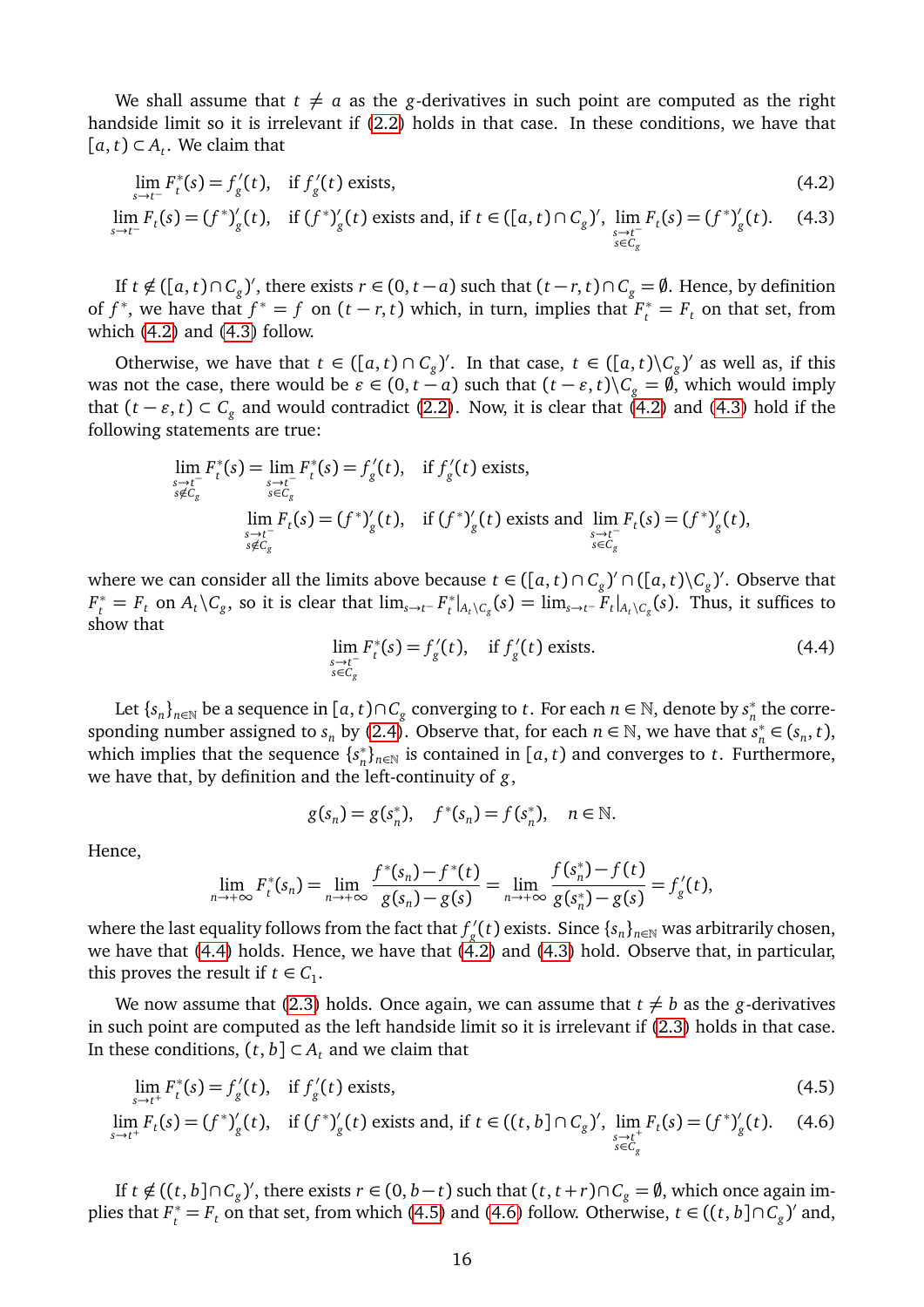We shall assume that $t \neq a$ as the $g$-derivatives in such point are computed as the right handside limit so it is irrelevant if (2.2) holds in that case. In these conditions, we have that $[a,t) \subset A_t$. We claim that

$$\lim_{s\to t^-} F_t^*(s) = f_g'(t), \quad \text{if } f_g'(t) \text{ exists,} \tag{4.2}$$

$$\lim_{s\to t^-} F_t(s) = (f^*)_g'(t), \quad \text{if } (f^*)_g'(t) \text{ exists and, if } t \in ([a,t)\cap C_g)',\ \lim_{\substack{s\to t^-\\ s\in C_g}} F_t(s) = (f^*)_g'(t). \tag{4.3}$$

If $t \notin ([a,t)\cap C_g)'$, there exists $r \in (0, t-a)$ such that $(t-r,t)\cap C_g = \emptyset$. Hence, by definition of $f^*$, we have that $f^* = f$ on $(t-r,t)$ which, in turn, implies that $F_t^* = F_t$ on that set, from which (4.2) and (4.3) follow.

Otherwise, we have that $t \in ([a,t)\cap C_g)'$. In that case, $t \in ([a,t)\backslash C_g)'$ as well as, if this was not the case, there would be $\varepsilon \in (0, t-a)$ such that $(t-\varepsilon, t)\backslash C_g = \emptyset$, which would imply that $(t-\varepsilon,t) \subset C_g$ and would contradict (2.2). Now, it is clear that (4.2) and (4.3) hold if the following statements are true:

$$\lim_{\substack{s\to t^-\\ s\notin C_g}} F_t^*(s) = \lim_{\substack{s\to t^-\\ s\in C_g}} F_t^*(s) = f_g'(t), \quad \text{if } f_g'(t) \text{ exists,}$$

$$\lim_{\substack{s\to t^-\\ s\notin C_g}} F_t(s) = (f^*)_g'(t), \quad \text{if } (f^*)_g'(t) \text{ exists and } \lim_{\substack{s\to t^-\\ s\in C_g}} F_t(s) = (f^*)_g'(t),$$

where we can consider all the limits above because $t \in ([a,t)\cap C_g)' \cap ([a,t)\backslash C_g)'$. Observe that $F_t^* = F_t$ on $A_t\backslash C_g$, so it is clear that $\lim_{s\to t^-} F_t^*|_{A_t\backslash C_g}(s) = \lim_{s\to t^-} F_t|_{A_t\backslash C_g}(s)$. Thus, it suffices to show that

$$\lim_{\substack{s\to t^-\\ s\in C_g}} F_t^*(s) = f_g'(t), \quad \text{if } f_g'(t) \text{ exists.} \tag{4.4}$$

Let $\{s_n\}_{n\in\mathbb{N}}$ be a sequence in $[a,t)\cap C_g$ converging to $t$. For each $n \in \mathbb{N}$, denote by $s_n^*$ the corresponding number assigned to $s_n$ by (2.4). Observe that, for each $n \in \mathbb{N}$, we have that $s_n^* \in (s_n, t)$, which implies that the sequence $\{s_n^*\}_{n\in\mathbb{N}}$ is contained in $[a,t)$ and converges to $t$. Furthermore, we have that, by definition and the left-continuity of $g$,

$$g(s_n) = g(s_n^*), \quad f^*(s_n) = f(s_n^*), \quad n \in \mathbb{N}.$$

Hence,

$$\lim_{n\to+\infty} F_t^*(s_n) = \lim_{n\to+\infty} \frac{f^*(s_n) - f^*(t)}{g(s_n) - g(s)} = \lim_{n\to+\infty} \frac{f(s_n^*) - f(t)}{g(s_n^*) - g(s)} = f_g'(t),$$

where the last equality follows from the fact that $f_g'(t)$ exists. Since $\{s_n\}_{n\in\mathbb{N}}$ was arbitrarily chosen, we have that (4.4) holds. Hence, we have that (4.2) and (4.3) hold. Observe that, in particular, this proves the result if $t \in C_1$.

We now assume that (2.3) holds. Once again, we can assume that $t \neq b$ as the $g$-derivatives in such point are computed as the left handside limit so it is irrelevant if (2.3) holds in that case. In these conditions, $(t,b] \subset A_t$ and we claim that

$$\lim_{s\to t^+} F_t^*(s) = f_g'(t), \quad \text{if } f_g'(t) \text{ exists,} \tag{4.5}$$

$$\lim_{s\to t^+} F_t(s) = (f^*)_g'(t), \quad \text{if } (f^*)_g'(t) \text{ exists and, if } t \in ((t,b]\cap C_g)',\ \lim_{\substack{s\to t^+\\ s\in C_g}} F_t(s) = (f^*)_g'(t). \tag{4.6}$$

If $t \notin ((t,b]\cap C_g)'$, there exists $r \in (0, b-t)$ such that $(t, t+r)\cap C_g = \emptyset$, which once again implies that $F_t^* = F_t$ on that set, from which (4.5) and (4.6) follow. Otherwise, $t \in ((t,b]\cap C_g)'$ and,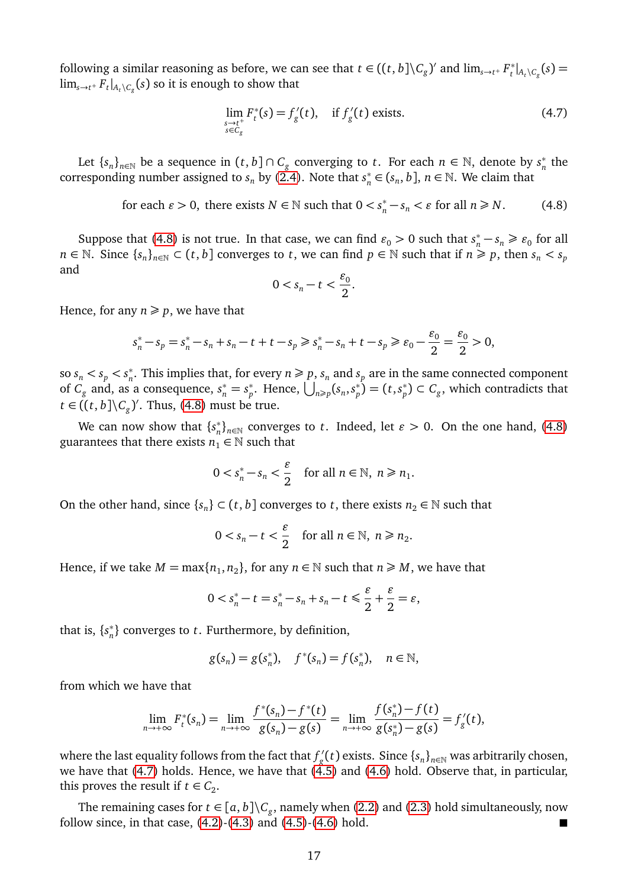following a similar reasoning as before, we can see that $t \in ((t,b]\setminus C_g)'$ and $\lim_{s\to t^+} F_t^*|_{A_t\setminus C_g}(s) = \lim_{s\to t^+} F_t|_{A_t\setminus C_g}(s)$ so it is enough to show that

$$\lim_{\substack{s\to t^+\\ s\in C_g}} F_t^*(s) = f_g'(t), \quad \text{if } f_g'(t) \text{ exists.} \tag{4.7}$$

Let $\{s_n\}_{n\in\mathbb{N}}$ be a sequence in $(t,b]\cap C_g$ converging to $t$. For each $n\in\mathbb{N}$, denote by $s_n^*$ the corresponding number assigned to $s_n$ by (2.4). Note that $s_n^* \in (s_n, b]$, $n\in\mathbb{N}$. We claim that

$$\text{for each } \varepsilon > 0, \text{ there exists } N\in\mathbb{N} \text{ such that } 0 < s_n^* - s_n < \varepsilon \text{ for all } n \geqslant N. \tag{4.8}$$

Suppose that (4.8) is not true. In that case, we can find $\varepsilon_0 > 0$ such that $s_n^* - s_n \geqslant \varepsilon_0$ for all $n\in\mathbb{N}$. Since $\{s_n\}_{n\in\mathbb{N}} \subset (t,b]$ converges to $t$, we can find $p\in\mathbb{N}$ such that if $n \geqslant p$, then $s_n < s_p$ and

$$0 < s_n - t < \frac{\varepsilon_0}{2}.$$

Hence, for any $n \geqslant p$, we have that

$$s_n^* - s_p = s_n^* - s_n + s_n - t + t - s_p \geqslant s_n^* - s_n + t - s_p \geqslant \varepsilon_0 - \frac{\varepsilon_0}{2} = \frac{\varepsilon_0}{2} > 0,$$

so $s_n < s_p < s_n^*$. This implies that, for every $n \geqslant p$, $s_n$ and $s_p$ are in the same connected component of $C_g$ and, as a consequence, $s_n^* = s_p^*$. Hence, $\bigcup_{n\geqslant p}(s_n, s_p^*) = (t, s_p^*) \subset C_g$, which contradicts that $t \in ((t,b]\setminus C_g)'$. Thus, (4.8) must be true.

We can now show that $\{s_n^*\}_{n\in\mathbb{N}}$ converges to $t$. Indeed, let $\varepsilon > 0$. On the one hand, (4.8) guarantees that there exists $n_1 \in \mathbb{N}$ such that

$$0 < s_n^* - s_n < \frac{\varepsilon}{2} \quad \text{for all } n\in\mathbb{N},\ n \geqslant n_1.$$

On the other hand, since $\{s_n\} \subset (t,b]$ converges to $t$, there exists $n_2\in\mathbb{N}$ such that

$$0 < s_n - t < \frac{\varepsilon}{2} \quad \text{for all } n\in\mathbb{N},\ n \geqslant n_2.$$

Hence, if we take $M = \max\{n_1, n_2\}$, for any $n\in\mathbb{N}$ such that $n \geqslant M$, we have that

$$0 < s_n^* - t = s_n^* - s_n + s_n - t \leqslant \frac{\varepsilon}{2} + \frac{\varepsilon}{2} = \varepsilon,$$

that is, $\{s_n^*\}$ converges to $t$. Furthermore, by definition,

$$g(s_n) = g(s_n^*), \quad f^*(s_n) = f(s_n^*), \quad n\in\mathbb{N},$$

from which we have that

$$\lim_{n\to+\infty} F_t^*(s_n) = \lim_{n\to+\infty} \frac{f^*(s_n) - f^*(t)}{g(s_n) - g(s)} = \lim_{n\to+\infty} \frac{f(s_n^*) - f(t)}{g(s_n^*) - g(s)} = f_g'(t),$$

where the last equality follows from the fact that $f_g'(t)$ exists. Since $\{s_n\}_{n\in\mathbb{N}}$ was arbitrarily chosen, we have that (4.7) holds. Hence, we have that (4.5) and (4.6) hold. Observe that, in particular, this proves the result if $t \in C_2$.

The remaining cases for $t \in [a,b]\setminus C_g$, namely when (2.2) and (2.3) hold simultaneously, now follow since, in that case, (4.2)-(4.3) and (4.5)-(4.6) hold. ■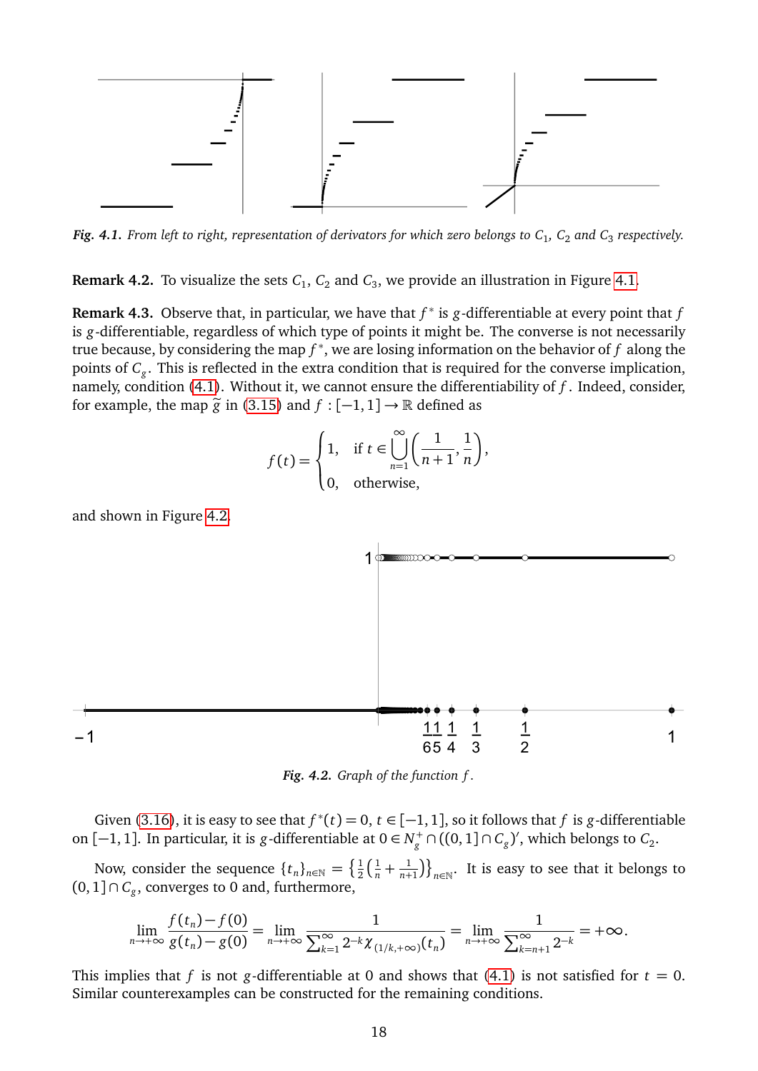*Fig. 4.1. From left to right, representation of derivators for which zero belongs to $C_1$, $C_2$ and $C_3$ respectively.*

**Remark 4.2.** To visualize the sets $C_1$, $C_2$ and $C_3$, we provide an illustration in Figure 4.1.

**Remark 4.3.** Observe that, in particular, we have that $f^*$ is $g$-differentiable at every point that $f$ is $g$-differentiable, regardless of which type of points it might be. The converse is not necessarily true because, by considering the map $f^*$, we are losing information on the behavior of $f$ along the points of $C_g$. This is reflected in the extra condition that is required for the converse implication, namely, condition (4.1). Without it, we cannot ensure the differentiability of $f$. Indeed, consider, for example, the map $\tilde{g}$ in (3.15) and $f : [-1,1] \to \mathbb{R}$ defined as

$$f(t) = \begin{cases} 1, & \text{if } t \in \bigcup_{n=1}^{\infty} \left( \frac{1}{n+1}, \frac{1}{n} \right), \\ 0, & \text{otherwise,} \end{cases}$$

and shown in Figure 4.2.

*Fig. 4.2. Graph of the function $f$.*

Given (3.16), it is easy to see that $f^*(t) = 0$, $t \in [-1,1]$, so it follows that $f$ is $g$-differentiable on $[-1,1]$. In particular, it is $g$-differentiable at $0 \in N_g^+ \cap ((0,1] \cap C_g)'$, which belongs to $C_2$.

Now, consider the sequence $\{t_n\}_{n\in\mathbb{N}} = \left\{ \frac{1}{2}\left( \frac{1}{n} + \frac{1}{n+1} \right) \right\}_{n\in\mathbb{N}}$. It is easy to see that it belongs to $(0,1] \cap C_g$, converges to 0 and, furthermore,

$$\lim_{n\to+\infty} \frac{f(t_n) - f(0)}{g(t_n) - g(0)} = \lim_{n\to+\infty} \frac{1}{\sum_{k=1}^{\infty} 2^{-k} \chi_{(1/k,+\infty)}(t_n)} = \lim_{n\to+\infty} \frac{1}{\sum_{k=n+1}^{\infty} 2^{-k}} = +\infty.$$

This implies that $f$ is not $g$-differentiable at 0 and shows that (4.1) is not satisfied for $t = 0$. Similar counterexamples can be constructed for the remaining conditions.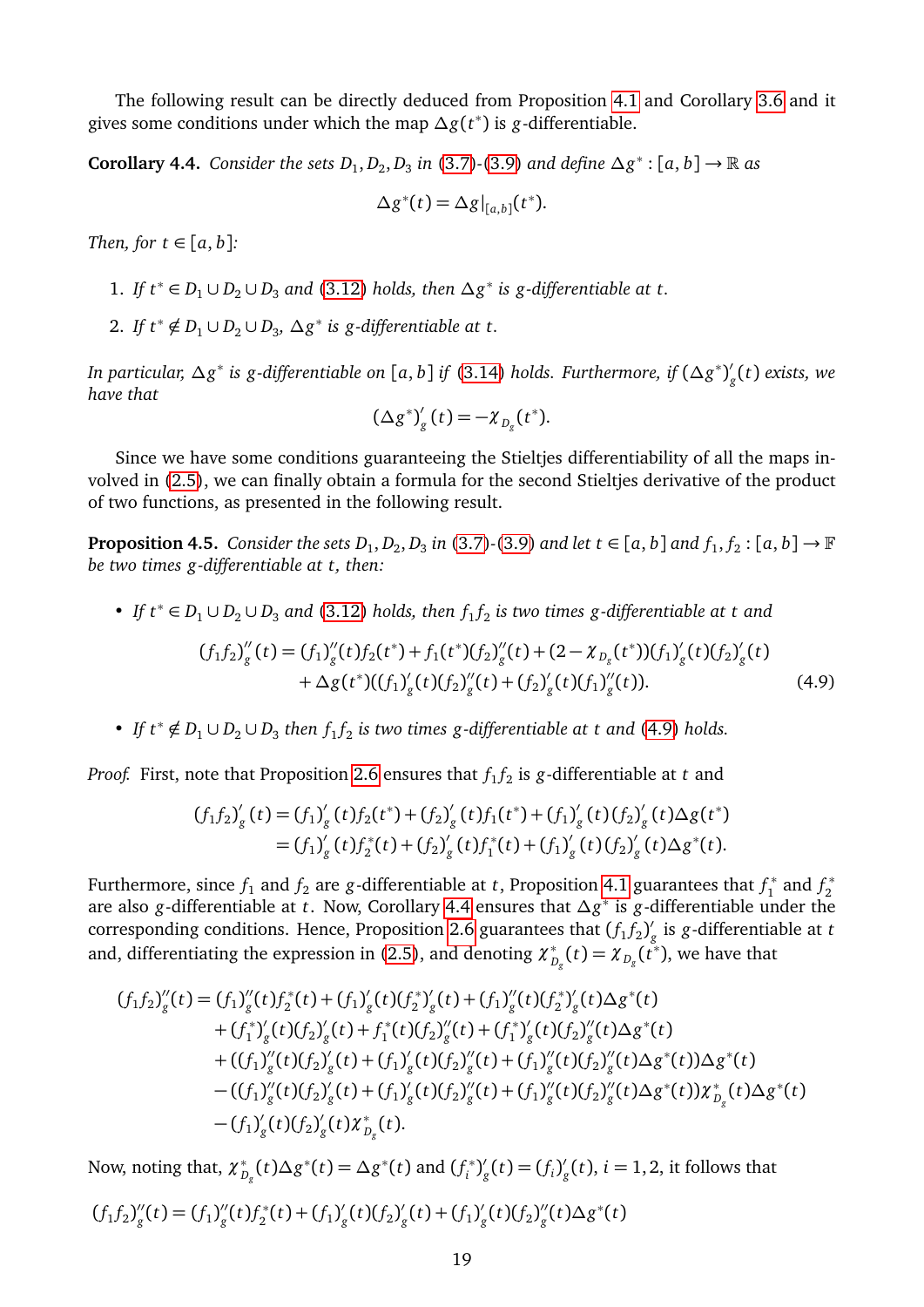The following result can be directly deduced from Proposition 4.1 and Corollary 3.6 and it gives some conditions under which the map $\Delta g(t^*)$ is $g$-differentiable.

**Corollary 4.4.** *Consider the sets $D_1, D_2, D_3$ in (3.7)-(3.9) and define $\Delta g^* : [a,b] \to \mathbb{R}$ as*

$$\Delta g^*(t) = \Delta g|_{[a,b]}(t^*).$$

*Then, for $t \in [a,b]$:*

1. *If $t^* \in D_1 \cup D_2 \cup D_3$ and (3.12) holds, then $\Delta g^*$ is $g$-differentiable at $t$.*
2. *If $t^* \notin D_1 \cup D_2 \cup D_3$, $\Delta g^*$ is $g$-differentiable at $t$.*

*In particular, $\Delta g^*$ is $g$-differentiable on $[a,b]$ if (3.14) holds. Furthermore, if $(\Delta g^*)'_g(t)$ exists, we have that*

$$(\Delta g^*)'_g(t) = -\chi_{D_g}(t^*).$$

Since we have some conditions guaranteeing the Stieltjes differentiability of all the maps involved in (2.5), we can finally obtain a formula for the second Stieltjes derivative of the product of two functions, as presented in the following result.

**Proposition 4.5.** *Consider the sets $D_1, D_2, D_3$ in (3.7)-(3.9) and let $t \in [a,b]$ and $f_1, f_2 : [a,b] \to \mathbb{F}$ be two times $g$-differentiable at $t$, then:*

- *If $t^* \in D_1 \cup D_2 \cup D_3$ and (3.12) holds, then $f_1 f_2$ is two times $g$-differentiable at $t$ and*

$$\begin{aligned}(f_1f_2)''_g(t) = (f_1)''_g(t)f_2(t^*) + f_1(t^*)(f_2)''_g(t) + (2-\chi_{D_g}(t^*))(f_1)'_g(t)(f_2)'_g(t) \\ + \Delta g(t^*)((f_1)'_g(t)(f_2)''_g(t) + (f_2)'_g(t)(f_1)''_g(t)).\end{aligned} \tag{4.9}$$

- *If $t^* \notin D_1 \cup D_2 \cup D_3$ then $f_1 f_2$ is two times $g$-differentiable at $t$ and (4.9) holds.*

*Proof.* First, note that Proposition 2.6 ensures that $f_1 f_2$ is $g$-differentiable at $t$ and

$$\begin{aligned}(f_1f_2)'_g(t) &= (f_1)'_g(t)f_2(t^*) + (f_2)'_g(t)f_1(t^*) + (f_1)'_g(t)(f_2)'_g(t)\Delta g(t^*) \\ &= (f_1)'_g(t)f_2^*(t) + (f_2)'_g(t)f_1^*(t) + (f_1)'_g(t)(f_2)'_g(t)\Delta g^*(t).\end{aligned}$$

Furthermore, since $f_1$ and $f_2$ are $g$-differentiable at $t$, Proposition 4.1 guarantees that $f_1^*$ and $f_2^*$ are also $g$-differentiable at $t$. Now, Corollary 4.4 ensures that $\Delta g^*$ is $g$-differentiable under the corresponding conditions. Hence, Proposition 2.6 guarantees that $(f_1f_2)'_g$ is $g$-differentiable at $t$ and, differentiating the expression in (2.5), and denoting $\chi^*_{D_g}(t) = \chi_{D_g}(t^*)$, we have that

$$\begin{aligned}(f_1f_2)''_g(t) = &(f_1)''_g(t)f_2^*(t) + (f_1)'_g(t)(f_2^*)'_g(t) + (f_1)''_g(t)(f_2^*)'_g(t)\Delta g^*(t) \\ &+ (f_1^*)'_g(t)(f_2)'_g(t) + f_1^*(t)(f_2)''_g(t) + (f_1^*)'_g(t)(f_2)''_g(t)\Delta g^*(t) \\ &+ ((f_1)''_g(t)(f_2)'_g(t) + (f_1)'_g(t)(f_2)''_g(t) + (f_1)''_g(t)(f_2)''_g(t)\Delta g^*(t))\Delta g^*(t) \\ &- ((f_1)''_g(t)(f_2)'_g(t) + (f_1)'_g(t)(f_2)''_g(t) + (f_1)''_g(t)(f_2)''_g(t)\Delta g^*(t))\chi^*_{D_g}(t)\Delta g^*(t) \\ &- (f_1)'_g(t)(f_2)'_g(t)\chi^*_{D_g}(t).\end{aligned}$$

Now, noting that, $\chi^*_{D_g}(t)\Delta g^*(t) = \Delta g^*(t)$ and $(f_i^*)'_g(t) = (f_i)'_g(t)$, $i = 1, 2$, it follows that

$$(f_1f_2)''_g(t) = (f_1)''_g(t)f_2^*(t) + (f_1)'_g(t)(f_2)'_g(t) + (f_1)'_g(t)(f_2)''_g(t)\Delta g^*(t)$$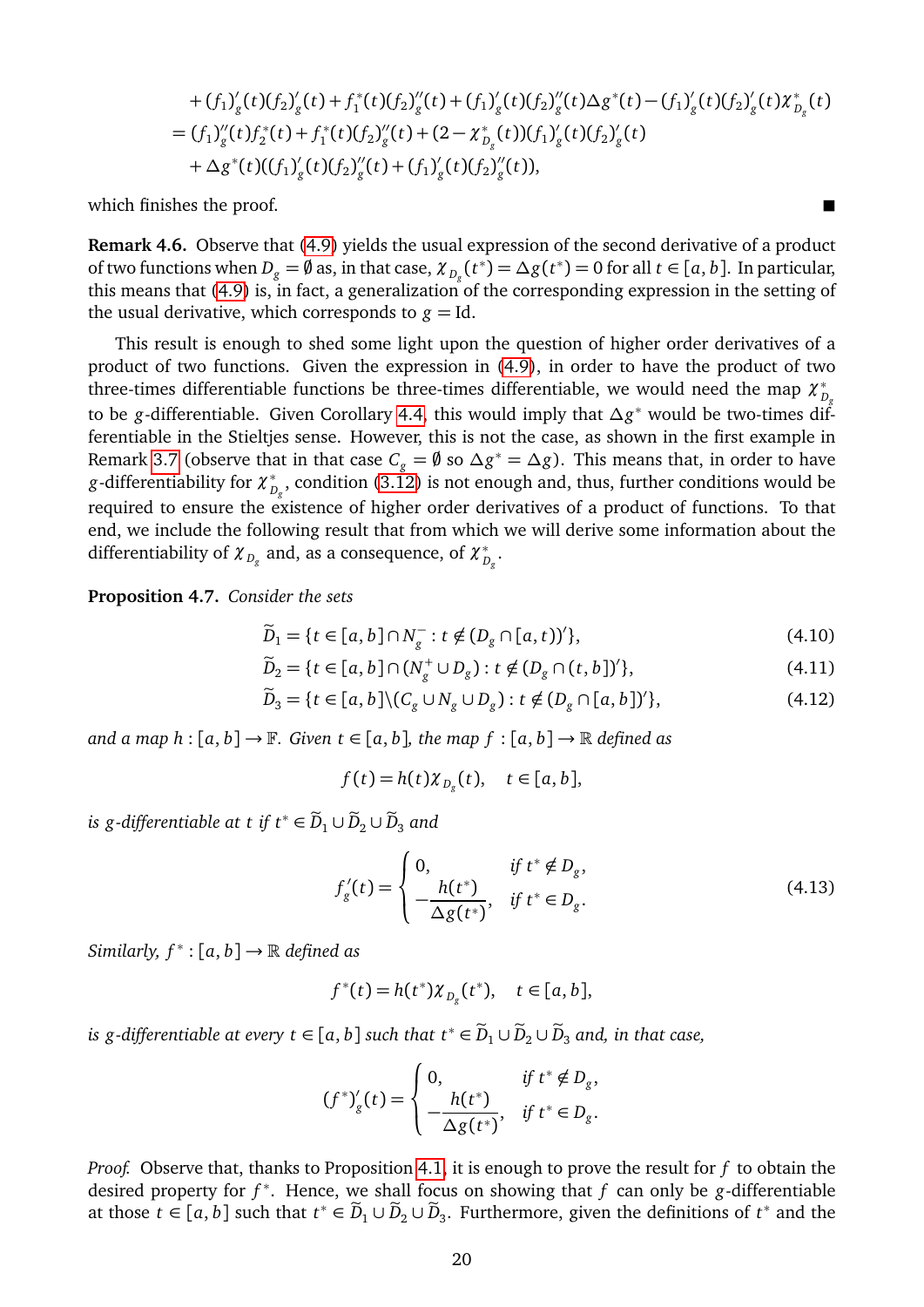$$
\begin{aligned}
&+(f_1)'_g(t)(f_2)'_g(t)+f_1^*(t)(f_2)''_g(t)+(f_1)'_g(t)(f_2)''_g(t)\Delta g^*(t)-(f_1)'_g(t)(f_2)'_g(t)\chi^*_{D_g}(t)\\
&=(f_1)''_g(t)f_2^*(t)+f_1^*(t)(f_2)''_g(t)+(2-\chi^*_{D_g}(t))(f_1)'_g(t)(f_2)'_g(t)\\
&\quad+\Delta g^*(t)((f_1)'_g(t)(f_2)''_g(t)+(f_1)'_g(t)(f_2)''_g(t)),
\end{aligned}
$$

which finishes the proof. ■

**Remark 4.6.** Observe that (4.9) yields the usual expression of the second derivative of a product of two functions when $D_g=\emptyset$ as, in that case, $\chi_{D_g}(t^*)=\Delta g(t^*)=0$ for all $t\in[a,b]$. In particular, this means that (4.9) is, in fact, a generalization of the corresponding expression in the setting of the usual derivative, which corresponds to $g=\mathrm{Id}$.

This result is enough to shed some light upon the question of higher order derivatives of a product of two functions. Given the expression in (4.9), in order to have the product of two three-times differentiable functions be three-times differentiable, we would need the map $\chi^*_{D_g}$ to be $g$-differentiable. Given Corollary 4.4, this would imply that $\Delta g^*$ would be two-times differentiable in the Stieltjes sense. However, this is not the case, as shown in the first example in Remark 3.7 (observe that in that case $C_g=\emptyset$ so $\Delta g^*=\Delta g$). This means that, in order to have $g$-differentiability for $\chi^*_{D_g}$, condition (3.12) is not enough and, thus, further conditions would be required to ensure the existence of higher order derivatives of a product of functions. To that end, we include the following result that from which we will derive some information about the differentiability of $\chi_{D_g}$ and, as a consequence, of $\chi^*_{D_g}$.

**Proposition 4.7.** *Consider the sets*

$$
\widetilde{D}_1=\{t\in[a,b]\cap N_g^-: t\notin(D_g\cap[a,t))'\}, \tag{4.10}
$$

$$
\widetilde{D}_2=\{t\in[a,b]\cap(N_g^+\cup D_g): t\notin(D_g\cap(t,b])'\}, \tag{4.11}
$$

$$
\widetilde{D}_3=\{t\in[a,b]\backslash(C_g\cup N_g\cup D_g): t\notin(D_g\cap[a,b])'\}, \tag{4.12}
$$

*and a map $h:[a,b]\to\mathbb{F}$. Given $t\in[a,b]$, the map $f:[a,b]\to\mathbb{R}$ defined as*

$$
f(t)=h(t)\chi_{D_g}(t),\quad t\in[a,b],
$$

*is $g$-differentiable at $t$ if $t^*\in\widetilde{D}_1\cup\widetilde{D}_2\cup\widetilde{D}_3$ and*

$$
f'_g(t)=\begin{cases}0, & \text{if } t^*\notin D_g,\\ -\dfrac{h(t^*)}{\Delta g(t^*)}, & \text{if } t^*\in D_g.\end{cases} \tag{4.13}
$$

*Similarly, $f^*:[a,b]\to\mathbb{R}$ defined as*

$$
f^*(t)=h(t^*)\chi_{D_g}(t^*),\quad t\in[a,b],
$$

*is $g$-differentiable at every $t\in[a,b]$ such that $t^*\in\widetilde{D}_1\cup\widetilde{D}_2\cup\widetilde{D}_3$ and, in that case,*

$$
(f^*)'_g(t)=\begin{cases}0, & \text{if } t^*\notin D_g,\\ -\dfrac{h(t^*)}{\Delta g(t^*)}, & \text{if } t^*\in D_g.\end{cases}
$$

*Proof.* Observe that, thanks to Proposition 4.1, it is enough to prove the result for $f$ to obtain the desired property for $f^*$. Hence, we shall focus on showing that $f$ can only be $g$-differentiable at those $t\in[a,b]$ such that $t^*\in\widetilde{D}_1\cup\widetilde{D}_2\cup\widetilde{D}_3$. Furthermore, given the definitions of $t^*$ and the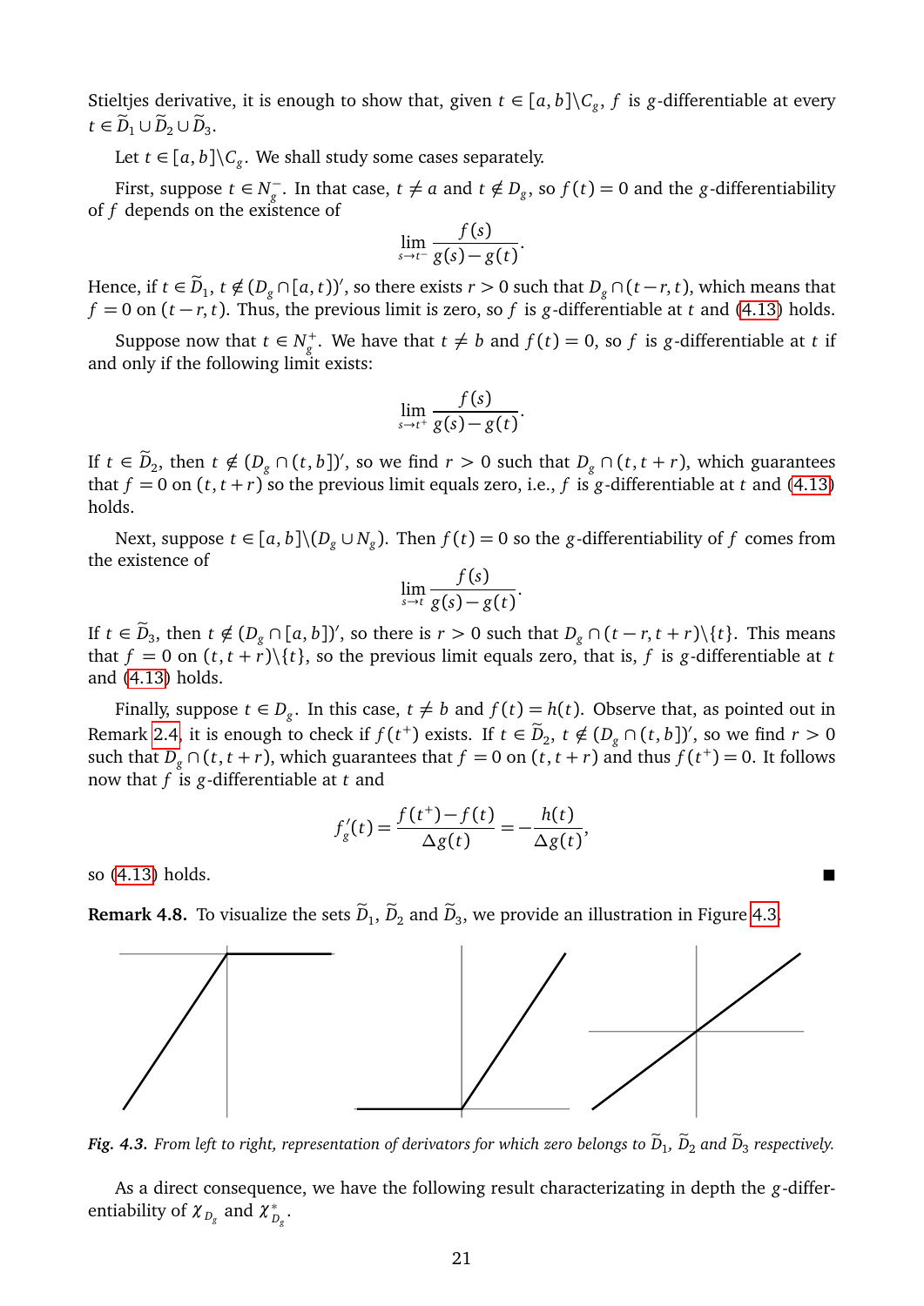Stieltjes derivative, it is enough to show that, given $t \in [a,b]\setminus C_g$, $f$ is $g$-differentiable at every $t \in \widetilde{D}_1 \cup \widetilde{D}_2 \cup \widetilde{D}_3$.

Let $t \in [a,b]\setminus C_g$. We shall study some cases separately.

First, suppose $t \in N_g^-$. In that case, $t \neq a$ and $t \notin D_g$, so $f(t) = 0$ and the $g$-differentiability of $f$ depends on the existence of

$$\lim_{s \to t^-} \frac{f(s)}{g(s)-g(t)}.$$

Hence, if $t \in \widetilde{D}_1$, $t \notin (D_g \cap [a,t))'$, so there exists $r > 0$ such that $D_g \cap (t-r,t)$, which means that $f = 0$ on $(t-r,t)$. Thus, the previous limit is zero, so $f$ is $g$-differentiable at $t$ and (4.13) holds.

Suppose now that $t \in N_g^+$. We have that $t \neq b$ and $f(t) = 0$, so $f$ is $g$-differentiable at $t$ if and only if the following limit exists:

$$\lim_{s \to t^+} \frac{f(s)}{g(s)-g(t)}.$$

If $t \in \widetilde{D}_2$, then $t \notin (D_g \cap (t,b])'$, so we find $r > 0$ such that $D_g \cap (t,t+r)$, which guarantees that $f = 0$ on $(t,t+r)$ so the previous limit equals zero, i.e., $f$ is $g$-differentiable at $t$ and (4.13) holds.

Next, suppose $t \in [a,b]\setminus(D_g \cup N_g)$. Then $f(t) = 0$ so the $g$-differentiability of $f$ comes from the existence of

$$\lim_{s \to t} \frac{f(s)}{g(s)-g(t)}.$$

If $t \in \widetilde{D}_3$, then $t \notin (D_g \cap [a,b])'$, so there is $r > 0$ such that $D_g \cap (t-r,t+r)\setminus\{t\}$. This means that $f = 0$ on $(t,t+r)\setminus\{t\}$, so the previous limit equals zero, that is, $f$ is $g$-differentiable at $t$ and (4.13) holds.

Finally, suppose $t \in D_g$. In this case, $t \neq b$ and $f(t) = h(t)$. Observe that, as pointed out in Remark 2.4, it is enough to check if $f(t^+)$ exists. If $t \in \widetilde{D}_2$, $t \notin (D_g \cap (t,b])'$, so we find $r > 0$ such that $D_g \cap (t,t+r)$, which guarantees that $f = 0$ on $(t,t+r)$ and thus $f(t^+) = 0$. It follows now that $f$ is $g$-differentiable at $t$ and

$$f_g'(t) = \frac{f(t^+) - f(t)}{\Delta g(t)} = -\frac{h(t)}{\Delta g(t)},$$

so (4.13) holds. ■

**Remark 4.8.** To visualize the sets $\widetilde{D}_1$, $\widetilde{D}_2$ and $\widetilde{D}_3$, we provide an illustration in Figure 4.3.

***Fig. 4.3.*** *From left to right, representation of derivators for which zero belongs to $\widetilde{D}_1$, $\widetilde{D}_2$ and $\widetilde{D}_3$ respectively.*

As a direct consequence, we have the following result characterizating in depth the $g$-differentiability of $\chi_{D_g}$ and $\chi^*_{D_g}$.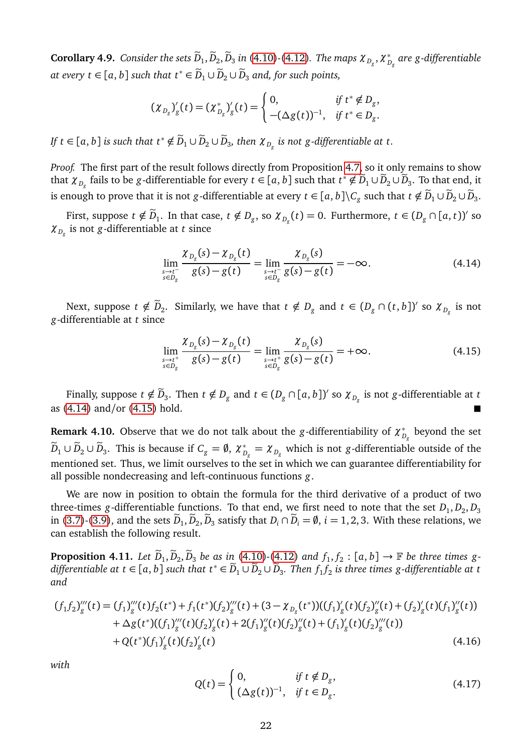**Corollary 4.9.** *Consider the sets $\widetilde{D}_1, \widetilde{D}_2, \widetilde{D}_3$ in (4.10)-(4.12). The maps $\chi_{D_g}, \chi^*_{D_g}$ are g-differentiable at every $t \in [a,b]$ such that $t^* \in \widetilde{D}_1 \cup \widetilde{D}_2 \cup \widetilde{D}_3$ and, for such points,*

$$(\chi_{D_g})'_g(t) = (\chi^*_{D_g})'_g(t) = \begin{cases} 0, & \text{if } t^* \notin D_g, \\ -(\Delta g(t))^{-1}, & \text{if } t^* \in D_g. \end{cases}$$

*If $t \in [a,b]$ is such that $t^* \notin \widetilde{D}_1 \cup \widetilde{D}_2 \cup \widetilde{D}_3$, then $\chi_{D_g}$ is not g-differentiable at $t$.*

*Proof.* The first part of the result follows directly from Proposition 4.7, so it only remains to show that $\chi_{D_g}$ fails to be $g$-differentiable for every $t \in [a,b]$ such that $t^* \notin \widetilde{D}_1 \cup \widetilde{D}_2 \cup \widetilde{D}_3$. To that end, it is enough to prove that it is not $g$-differentiable at every $t \in [a,b] \setminus C_g$ such that $t \notin \widetilde{D}_1 \cup \widetilde{D}_2 \cup \widetilde{D}_3$.

First, suppose $t \notin \widetilde{D}_1$. In that case, $t \notin D_g$, so $\chi_{D_g}(t) = 0$. Furthermore, $t \in (D_g \cap [a,t))'$ so $\chi_{D_g}$ is not $g$-differentiable at $t$ since

$$\lim_{\substack{s \to t^- \\ s \in D_g}} \frac{\chi_{D_g}(s) - \chi_{D_g}(t)}{g(s) - g(t)} = \lim_{\substack{s \to t^- \\ s \in D_g}} \frac{\chi_{D_g}(s)}{g(s) - g(t)} = -\infty. \tag{4.14}$$

Next, suppose $t \notin \widetilde{D}_2$. Similarly, we have that $t \notin D_g$ and $t \in (D_g \cap (t,b])'$ so $\chi_{D_g}$ is not $g$-differentiable at $t$ since

$$\lim_{\substack{s \to t^+ \\ s \in D_g}} \frac{\chi_{D_g}(s) - \chi_{D_g}(t)}{g(s) - g(t)} = \lim_{\substack{s \to t^+ \\ s \in D_g}} \frac{\chi_{D_g}(s)}{g(s) - g(t)} = +\infty. \tag{4.15}$$

Finally, suppose $t \notin \widetilde{D}_3$. Then $t \notin D_g$ and $t \in (D_g \cap [a,b])'$ so $\chi_{D_g}$ is not $g$-differentiable at $t$ as (4.14) and/or (4.15) hold. ∎

**Remark 4.10.** Observe that we do not talk about the $g$-differentiability of $\chi^*_{D_g}$ beyond the set $\widetilde{D}_1 \cup \widetilde{D}_2 \cup \widetilde{D}_3$. This is because if $C_g = \emptyset$, $\chi^*_{D_g} = \chi_{D_g}$ which is not $g$-differentiable outside of the mentioned set. Thus, we limit ourselves to the set in which we can guarantee differentiability for all possible nondecreasing and left-continuous functions $g$.

We are now in position to obtain the formula for the third derivative of a product of two three-times $g$-differentiable functions. To that end, we first need to note that the set $D_1, D_2, D_3$ in (3.7)-(3.9), and the sets $\widetilde{D}_1, \widetilde{D}_2, \widetilde{D}_3$ satisfy that $D_i \cap \widetilde{D}_i = \emptyset$, $i = 1,2,3$. With these relations, we can establish the following result.

**Proposition 4.11.** *Let $\widetilde{D}_1, \widetilde{D}_2, \widetilde{D}_3$ be as in (4.10)-(4.12) and $f_1, f_2 : [a,b] \to \mathbb{F}$ be three times g-differentiable at $t \in [a,b]$ such that $t^* \in \widetilde{D}_1 \cup \widetilde{D}_2 \cup \widetilde{D}_3$. Then $f_1 f_2$ is three times g-differentiable at $t$ and*

$$\begin{aligned}
(f_1 f_2)'''_g(t) = {} & (f_1)'''_g(t) f_2(t^*) + f_1(t^*)(f_2)'''_g(t) + (3 - \chi_{D_g}(t^*))((f_1)'_g(t)(f_2)''_g(t) + (f_2)'_g(t)(f_1)''_g(t)) \\
& + \Delta g(t^*)((f_1)'''_g(t)(f_2)'_g(t) + 2(f_1)''_g(t)(f_2)''_g(t) + (f_1)'_g(t)(f_2)'''_g(t)) \\
& + Q(t^*)(f_1)'_g(t)(f_2)'_g(t)
\end{aligned} \tag{4.16}$$

*with*

$$Q(t) = \begin{cases} 0, & \text{if } t \notin D_g, \\ (\Delta g(t))^{-1}, & \text{if } t \in D_g. \end{cases} \tag{4.17}$$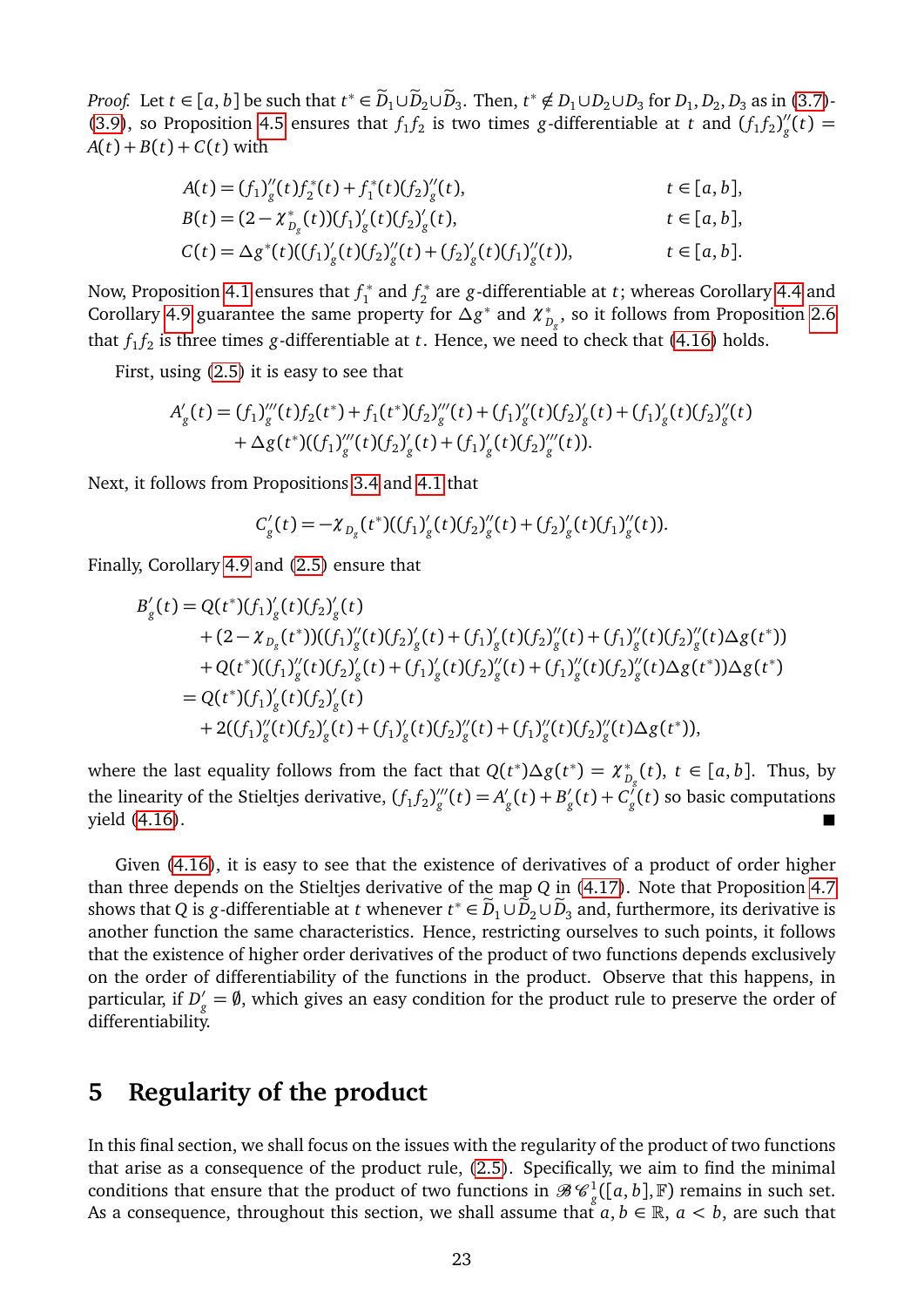*Proof.* Let $t \in [a,b]$ be such that $t^* \in \widetilde{D}_1 \cup \widetilde{D}_2 \cup \widetilde{D}_3$. Then, $t^* \notin D_1 \cup D_2 \cup D_3$ for $D_1, D_2, D_3$ as in (3.7)-(3.9), so Proposition 4.5 ensures that $f_1 f_2$ is two times $g$-differentiable at $t$ and $(f_1 f_2)''_g(t) = A(t) + B(t) + C(t)$ with

$$
\begin{aligned}
A(t) &= (f_1)''_g(t) f_2^*(t) + f_1^*(t)(f_2)''_g(t), && t \in [a,b],\\
B(t) &= (2 - \chi^*_{D_g}(t))(f_1)'_g(t)(f_2)'_g(t), && t \in [a,b],\\
C(t) &= \Delta g^*(t)((f_1)'_g(t)(f_2)''_g(t) + (f_2)'_g(t)(f_1)''_g(t)), && t \in [a,b].
\end{aligned}
$$

Now, Proposition 4.1 ensures that $f_1^*$ and $f_2^*$ are $g$-differentiable at $t$; whereas Corollary 4.4 and Corollary 4.9 guarantee the same property for $\Delta g^*$ and $\chi^*_{D_g}$, so it follows from Proposition 2.6 that $f_1 f_2$ is three times $g$-differentiable at $t$. Hence, we need to check that (4.16) holds.

First, using (2.5) it is easy to see that

$$
\begin{aligned}
A'_g(t) = {} & (f_1)'''_g(t) f_2(t^*) + f_1(t^*)(f_2)'''_g(t) + (f_1)''_g(t)(f_2)'_g(t) + (f_1)'_g(t)(f_2)''_g(t)\\
& + \Delta g(t^*)((f_1)'''_g(t)(f_2)'_g(t) + (f_1)'_g(t)(f_2)'''_g(t)).
\end{aligned}
$$

Next, it follows from Propositions 3.4 and 4.1 that

$$
C'_g(t) = -\chi_{D_g}(t^*)((f_1)'_g(t)(f_2)''_g(t) + (f_2)'_g(t)(f_1)''_g(t)).
$$

Finally, Corollary 4.9 and (2.5) ensure that

$$
\begin{aligned}
B'_g(t) = {} & Q(t^*)(f_1)'_g(t)(f_2)'_g(t)\\
& + (2 - \chi_{D_g}(t^*))((f_1)''_g(t)(f_2)'_g(t) + (f_1)'_g(t)(f_2)''_g(t) + (f_1)''_g(t)(f_2)''_g(t)\Delta g(t^*))\\
& + Q(t^*)((f_1)''_g(t)(f_2)'_g(t) + (f_1)'_g(t)(f_2)''_g(t) + (f_1)''_g(t)(f_2)''_g(t)\Delta g(t^*))\Delta g(t^*)\\
= {} & Q(t^*)(f_1)'_g(t)(f_2)'_g(t)\\
& + 2((f_1)''_g(t)(f_2)'_g(t) + (f_1)'_g(t)(f_2)''_g(t) + (f_1)''_g(t)(f_2)''_g(t)\Delta g(t^*)),
\end{aligned}
$$

where the last equality follows from the fact that $Q(t^*)\Delta g(t^*) = \chi^*_{D_g}(t)$, $t \in [a,b]$. Thus, by the linearity of the Stieltjes derivative, $(f_1 f_2)'''_g(t) = A'_g(t) + B'_g(t) + C'_g(t)$ so basic computations yield (4.16). ■

Given (4.16), it is easy to see that the existence of derivatives of a product of order higher than three depends on the Stieltjes derivative of the map $Q$ in (4.17). Note that Proposition 4.7 shows that $Q$ is $g$-differentiable at $t$ whenever $t^* \in \widetilde{D}_1 \cup \widetilde{D}_2 \cup \widetilde{D}_3$ and, furthermore, its derivative is another function the same characteristics. Hence, restricting ourselves to such points, it follows that the existence of higher order derivatives of the product of two functions depends exclusively on the order of differentiability of the functions in the product. Observe that this happens, in particular, if $D'_g = \emptyset$, which gives an easy condition for the product rule to preserve the order of differentiability.

## 5 Regularity of the product

In this final section, we shall focus on the issues with the regularity of the product of two functions that arise as a consequence of the product rule, (2.5). Specifically, we aim to find the minimal conditions that ensure that the product of two functions in $\mathscr{BC}^1_g([a,b],\mathbb{F})$ remains in such set. As a consequence, throughout this section, we shall assume that $a, b \in \mathbb{R}$, $a < b$, are such that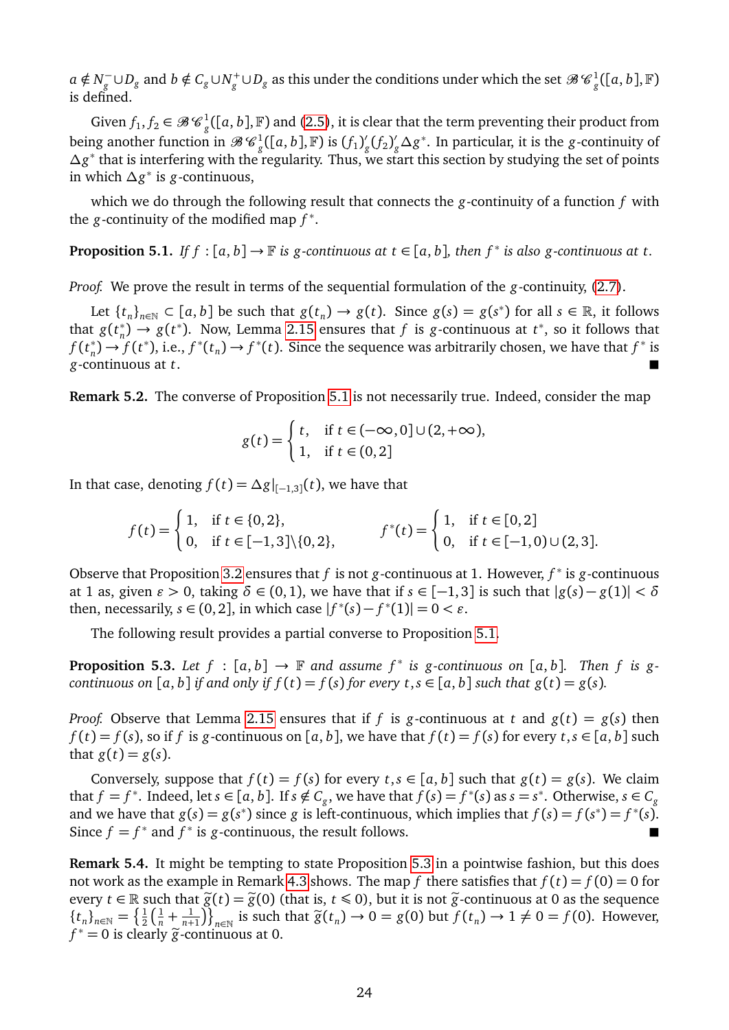$a \notin N_g^- \cup D_g$ and $b \notin C_g \cup N_g^+ \cup D_g$ as this under the conditions under which the set $\mathscr{BC}_g^1([a,b],\mathbb{F})$ is defined.

Given $f_1, f_2 \in \mathscr{BC}_g^1([a,b],\mathbb{F})$ and (2.5), it is clear that the term preventing their product from being another function in $\mathscr{BC}_g^1([a,b],\mathbb{F})$ is $(f_1)'_g(f_2)'_g\Delta g^*$. In particular, it is the $g$-continuity of $\Delta g^*$ that is interfering with the regularity. Thus, we start this section by studying the set of points in which $\Delta g^*$ is $g$-continuous,

which we do through the following result that connects the $g$-continuity of a function $f$ with the $g$-continuity of the modified map $f^*$.

**Proposition 5.1.** *If $f : [a,b] \to \mathbb{F}$ is $g$-continuous at $t \in [a,b]$, then $f^*$ is also $g$-continuous at $t$.*

*Proof.* We prove the result in terms of the sequential formulation of the $g$-continuity, (2.7).

Let $\{t_n\}_{n\in\mathbb{N}} \subset [a,b]$ be such that $g(t_n) \to g(t)$. Since $g(s) = g(s^*)$ for all $s \in \mathbb{R}$, it follows that $g(t_n^*) \to g(t^*)$. Now, Lemma 2.15 ensures that $f$ is $g$-continuous at $t^*$, so it follows that $f(t_n^*) \to f(t^*)$, i.e., $f^*(t_n) \to f^*(t)$. Since the sequence was arbitrarily chosen, we have that $f^*$ is $g$-continuous at $t$. ∎

**Remark 5.2.** The converse of Proposition 5.1 is not necessarily true. Indeed, consider the map

$$g(t) = \begin{cases} t, & \text{if } t \in (-\infty, 0] \cup (2, +\infty), \\ 1, & \text{if } t \in (0,2] \end{cases}$$

In that case, denoting $f(t) = \Delta g|_{[-1,3]}(t)$, we have that

$$f(t) = \begin{cases} 1, & \text{if } t \in \{0,2\}, \\ 0, & \text{if } t \in [-1,3]\backslash\{0,2\}, \end{cases} \qquad f^*(t) = \begin{cases} 1, & \text{if } t \in [0,2] \\ 0, & \text{if } t \in [-1,0) \cup (2,3]. \end{cases}$$

Observe that Proposition 3.2 ensures that $f$ is not $g$-continuous at 1. However, $f^*$ is $g$-continuous at 1 as, given $\varepsilon > 0$, taking $\delta \in (0,1)$, we have that if $s \in [-1,3]$ is such that $|g(s) - g(1)| < \delta$ then, necessarily, $s \in (0,2]$, in which case $|f^*(s) - f^*(1)| = 0 < \varepsilon$.

The following result provides a partial converse to Proposition 5.1.

**Proposition 5.3.** *Let $f : [a,b] \to \mathbb{F}$ and assume $f^*$ is $g$-continuous on $[a,b]$. Then $f$ is $g$-continuous on $[a,b]$ if and only if $f(t) = f(s)$ for every $t, s \in [a,b]$ such that $g(t) = g(s)$.*

*Proof.* Observe that Lemma 2.15 ensures that if $f$ is $g$-continuous at $t$ and $g(t) = g(s)$ then $f(t) = f(s)$, so if $f$ is $g$-continuous on $[a,b]$, we have that $f(t) = f(s)$ for every $t, s \in [a,b]$ such that $g(t) = g(s)$.

Conversely, suppose that $f(t) = f(s)$ for every $t, s \in [a,b]$ such that $g(t) = g(s)$. We claim that $f = f^*$. Indeed, let $s \in [a,b]$. If $s \notin C_g$, we have that $f(s) = f^*(s)$ as $s = s^*$. Otherwise, $s \in C_g$ and we have that $g(s) = g(s^*)$ since $g$ is left-continuous, which implies that $f(s) = f(s^*) = f^*(s)$. Since $f = f^*$ and $f^*$ is $g$-continuous, the result follows. ∎

**Remark 5.4.** It might be tempting to state Proposition 5.3 in a pointwise fashion, but this does not work as the example in Remark 4.3 shows. The map $f$ there satisfies that $f(t) = f(0) = 0$ for every $t \in \mathbb{R}$ such that $\widetilde{g}(t) = \widetilde{g}(0)$ (that is, $t \leqslant 0$), but it is not $\widetilde{g}$-continuous at 0 as the sequence $\{t_n\}_{n\in\mathbb{N}} = \left\{\frac{1}{2}\left(\frac{1}{n} + \frac{1}{n+1}\right)\right\}_{n\in\mathbb{N}}$ is such that $\widetilde{g}(t_n) \to 0 = g(0)$ but $f(t_n) \to 1 \neq 0 = f(0)$. However, $f^* = 0$ is clearly $\widetilde{g}$-continuous at 0.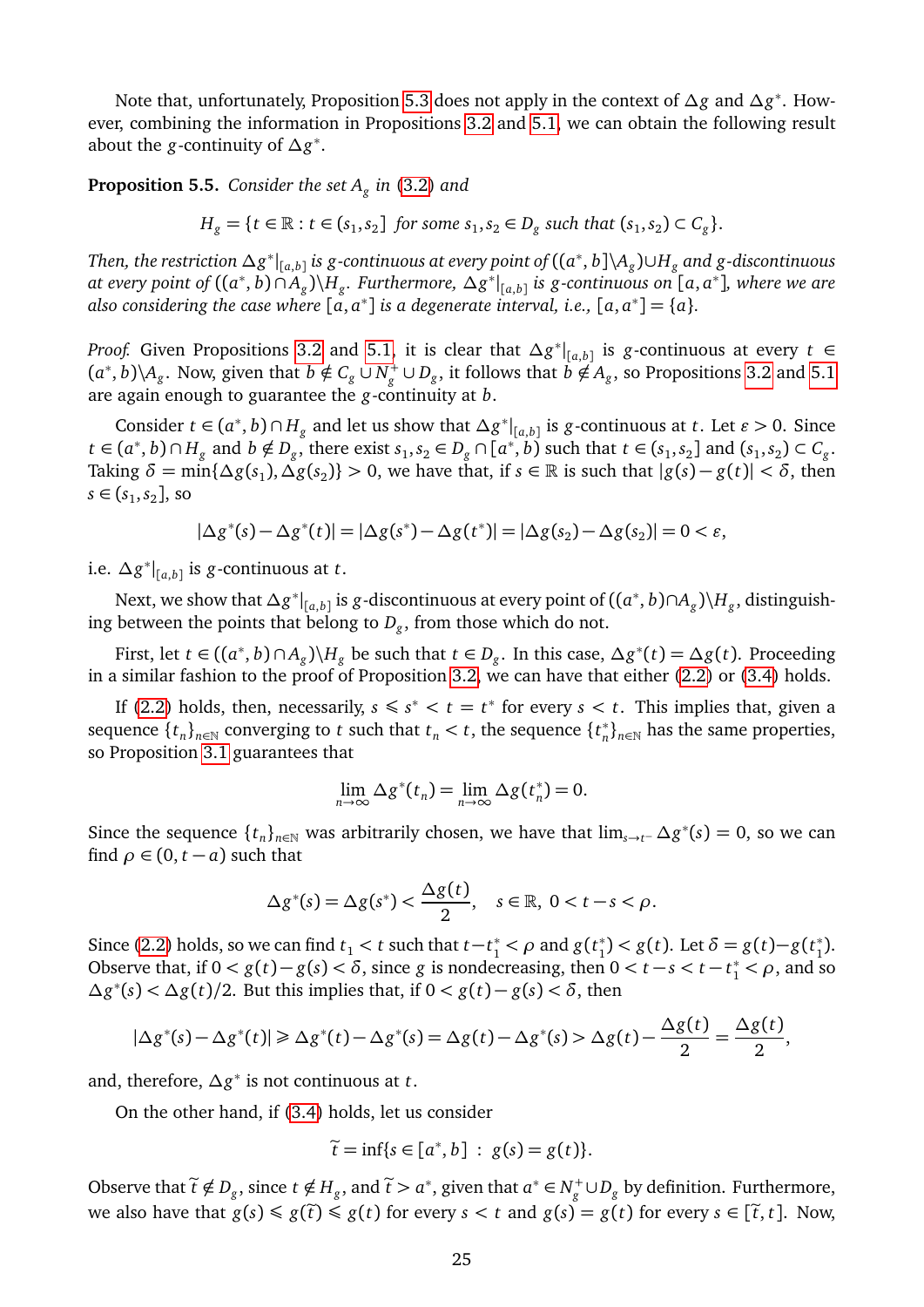Note that, unfortunately, Proposition 5.3 does not apply in the context of $\Delta g$ and $\Delta g^*$. However, combining the information in Propositions 3.2 and 5.1, we can obtain the following result about the $g$-continuity of $\Delta g^*$.

**Proposition 5.5.** *Consider the set $A_g$ in (3.2) and*

$$H_g = \{t \in \mathbb{R} : t \in (s_1, s_2] \text{ for some } s_1, s_2 \in D_g \text{ such that } (s_1, s_2) \subset C_g\}.$$

*Then, the restriction $\Delta g^*|_{[a,b]}$ is $g$-continuous at every point of $((a^*, b]\backslash A_g) \cup H_g$ and $g$-discontinuous at every point of $((a^*, b) \cap A_g)\backslash H_g$. Furthermore, $\Delta g^*|_{[a,b]}$ is $g$-continuous on $[a, a^*]$, where we are also considering the case where $[a, a^*]$ is a degenerate interval, i.e., $[a, a^*] = \{a\}$.*

*Proof.* Given Propositions 3.2 and 5.1, it is clear that $\Delta g^*|_{[a,b]}$ is $g$-continuous at every $t \in (a^*, b)\backslash A_g$. Now, given that $b \notin C_g \cup N_g^+ \cup D_g$, it follows that $b \notin A_g$, so Propositions 3.2 and 5.1 are again enough to guarantee the $g$-continuity at $b$.

Consider $t \in (a^*, b) \cap H_g$ and let us show that $\Delta g^*|_{[a,b]}$ is $g$-continuous at $t$. Let $\varepsilon > 0$. Since $t \in (a^*, b) \cap H_g$ and $b \notin D_g$, there exist $s_1, s_2 \in D_g \cap [a^*, b)$ such that $t \in (s_1, s_2]$ and $(s_1, s_2) \subset C_g$. Taking $\delta = \min\{\Delta g(s_1), \Delta g(s_2)\} > 0$, we have that, if $s \in \mathbb{R}$ is such that $|g(s) - g(t)| < \delta$, then $s \in (s_1, s_2]$, so

$$|\Delta g^*(s) - \Delta g^*(t)| = |\Delta g(s^*) - \Delta g(t^*)| = |\Delta g(s_2) - \Delta g(s_2)| = 0 < \varepsilon,$$

i.e. $\Delta g^*|_{[a,b]}$ is $g$-continuous at $t$.

Next, we show that $\Delta g^*|_{[a,b]}$ is $g$-discontinuous at every point of $((a^*, b) \cap A_g)\backslash H_g$, distinguishing between the points that belong to $D_g$, from those which do not.

First, let $t \in ((a^*, b) \cap A_g)\backslash H_g$ be such that $t \in D_g$. In this case, $\Delta g^*(t) = \Delta g(t)$. Proceeding in a similar fashion to the proof of Proposition 3.2, we can have that either (2.2) or (3.4) holds.

If (2.2) holds, then, necessarily, $s \leqslant s^* < t = t^*$ for every $s < t$. This implies that, given a sequence $\{t_n\}_{n \in \mathbb{N}}$ converging to $t$ such that $t_n < t$, the sequence $\{t_n^*\}_{n \in \mathbb{N}}$ has the same properties, so Proposition 3.1 guarantees that

$$\lim_{n \to \infty} \Delta g^*(t_n) = \lim_{n \to \infty} \Delta g(t_n^*) = 0.$$

Since the sequence $\{t_n\}_{n \in \mathbb{N}}$ was arbitrarily chosen, we have that $\lim_{s \to t^-} \Delta g^*(s) = 0$, so we can find $\rho \in (0, t - a)$ such that

$$\Delta g^*(s) = \Delta g(s^*) < \frac{\Delta g(t)}{2}, \quad s \in \mathbb{R},\ 0 < t - s < \rho.$$

Since (2.2) holds, so we can find $t_1 < t$ such that $t - t_1^* < \rho$ and $g(t_1^*) < g(t)$. Let $\delta = g(t) - g(t_1^*)$. Observe that, if $0 < g(t) - g(s) < \delta$, since $g$ is nondecreasing, then $0 < t - s < t - t_1^* < \rho$, and so $\Delta g^*(s) < \Delta g(t)/2$. But this implies that, if $0 < g(t) - g(s) < \delta$, then

$$|\Delta g^*(s) - \Delta g^*(t)| \geqslant \Delta g^*(t) - \Delta g^*(s) = \Delta g(t) - \Delta g^*(s) > \Delta g(t) - \frac{\Delta g(t)}{2} = \frac{\Delta g(t)}{2},$$

and, therefore, $\Delta g^*$ is not continuous at $t$.

On the other hand, if (3.4) holds, let us consider

$$\widetilde{t} = \inf\{s \in [a^*, b] \ : \ g(s) = g(t)\}.$$

Observe that $\widetilde{t} \notin D_g$, since $t \notin H_g$, and $\widetilde{t} > a^*$, given that $a^* \in N_g^+ \cup D_g$ by definition. Furthermore, we also have that $g(s) \leqslant g(\widetilde{t}) \leqslant g(t)$ for every $s < t$ and $g(s) = g(t)$ for every $s \in [\widetilde{t}, t]$. Now,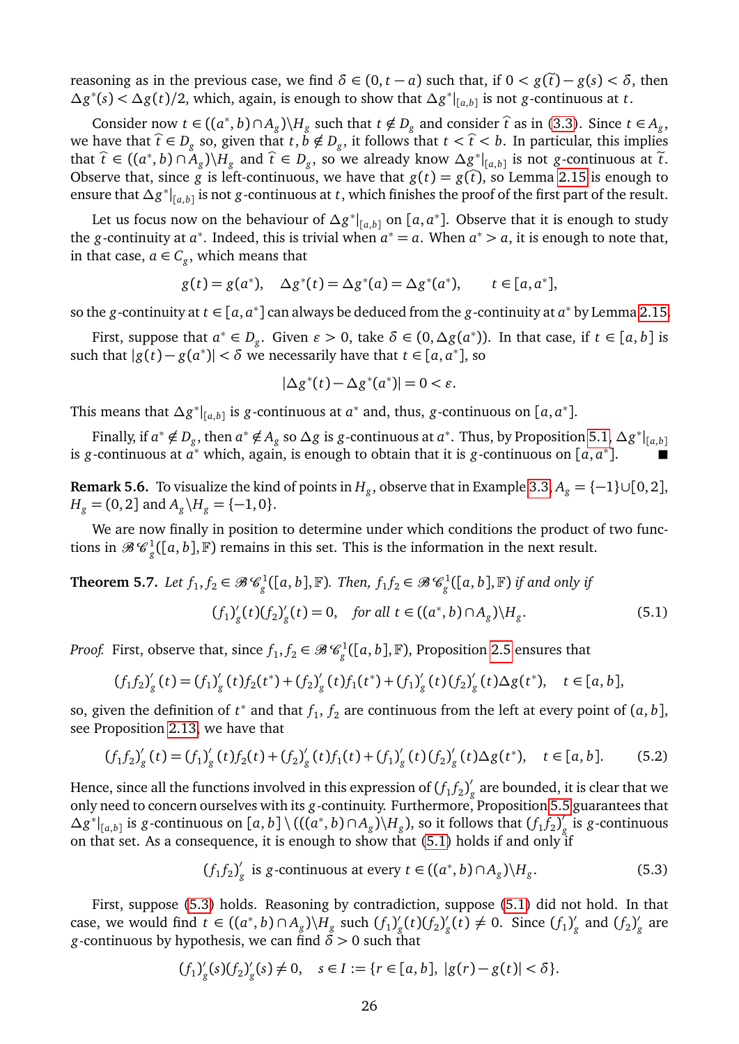reasoning as in the previous case, we find $\delta \in (0, t-a)$ such that, if $0 < g(\widetilde{t}) - g(s) < \delta$, then $\Delta g^*(s) < \Delta g(t)/2$, which, again, is enough to show that $\Delta g^*|_{[a,b]}$ is not $g$-continuous at $t$.

Consider now $t \in ((a^*, b) \cap A_g) \setminus H_g$ such that $t \notin D_g$ and consider $\widehat{t}$ as in (3.3). Since $t \in A_g$, we have that $\widehat{t} \in D_g$ so, given that $t, b \notin D_g$, it follows that $t < \widehat{t} < b$. In particular, this implies that $\widehat{t} \in ((a^*, b) \cap A_g) \setminus H_g$ and $\widehat{t} \in D_g$, so we already know $\Delta g^*|_{[a,b]}$ is not $g$-continuous at $\widetilde{t}$. Observe that, since $g$ is left-continuous, we have that $g(t) = g(\widehat{t})$, so Lemma 2.15 is enough to ensure that $\Delta g^*|_{[a,b]}$ is not $g$-continuous at $t$, which finishes the proof of the first part of the result.

Let us focus now on the behaviour of $\Delta g^*|_{[a,b]}$ on $[a, a^*]$. Observe that it is enough to study the $g$-continuity at $a^*$. Indeed, this is trivial when $a^* = a$. When $a^* > a$, it is enough to note that, in that case, $a \in C_g$, which means that

$$g(t) = g(a^*), \quad \Delta g^*(t) = \Delta g^*(a) = \Delta g^*(a^*), \qquad t \in [a, a^*],$$

so the $g$-continuity at $t \in [a, a^*]$ can always be deduced from the $g$-continuity at $a^*$ by Lemma 2.15.

First, suppose that $a^* \in D_g$. Given $\varepsilon > 0$, take $\delta \in (0, \Delta g(a^*))$. In that case, if $t \in [a, b]$ is such that $|g(t) - g(a^*)| < \delta$ we necessarily have that $t \in [a, a^*]$, so

$$|\Delta g^*(t) - \Delta g^*(a^*)| = 0 < \varepsilon.$$

This means that $\Delta g^*|_{[a,b]}$ is $g$-continuous at $a^*$ and, thus, $g$-continuous on $[a, a^*]$.

Finally, if $a^* \notin D_g$, then $a^* \notin A_g$ so $\Delta g$ is $g$-continuous at $a^*$. Thus, by Proposition 5.1, $\Delta g^*|_{[a,b]}$ is $g$-continuous at $a^*$ which, again, is enough to obtain that it is $g$-continuous on $[a, a^*]$. ■

**Remark 5.6.** To visualize the kind of points in $H_g$, observe that in Example 3.3, $A_g = \{-1\} \cup [0, 2]$, $H_g = (0, 2]$ and $A_g \setminus H_g = \{-1, 0\}$.

We are now finally in position to determine under which conditions the product of two functions in $\mathscr{BC}^1_g([a, b], \mathbb{F})$ remains in this set. This is the information in the next result.

**Theorem 5.7.** *Let $f_1, f_2 \in \mathscr{BC}^1_g([a, b], \mathbb{F})$. Then, $f_1 f_2 \in \mathscr{BC}^1_g([a, b], \mathbb{F})$ if and only if*

$$(f_1)'_g(t)(f_2)'_g(t) = 0, \quad \textit{for all } t \in ((a^*, b) \cap A_g) \setminus H_g. \tag{5.1}$$

*Proof.* First, observe that, since $f_1, f_2 \in \mathscr{BC}^1_g([a, b], \mathbb{F})$, Proposition 2.5 ensures that

$$(f_1 f_2)'_g(t) = (f_1)'_g(t) f_2(t^*) + (f_2)'_g(t) f_1(t^*) + (f_1)'_g(t)(f_2)'_g(t) \Delta g(t^*), \quad t \in [a, b],$$

so, given the definition of $t^*$ and that $f_1$, $f_2$ are continuous from the left at every point of $(a, b]$, see Proposition 2.13, we have that

$$(f_1 f_2)'_g(t) = (f_1)'_g(t) f_2(t) + (f_2)'_g(t) f_1(t) + (f_1)'_g(t)(f_2)'_g(t) \Delta g(t^*), \quad t \in [a, b]. \tag{5.2}$$

Hence, since all the functions involved in this expression of $(f_1 f_2)'_g$ are bounded, it is clear that we only need to concern ourselves with its $g$-continuity. Furthermore, Proposition 5.5 guarantees that $\Delta g^*|_{[a,b]}$ is $g$-continuous on $[a, b] \setminus (((a^*, b) \cap A_g) \setminus H_g)$, so it follows that $(f_1 f_2)'_g$ is $g$-continuous on that set. As a consequence, it is enough to show that (5.1) holds if and only if

$$(f_1 f_2)'_g \text{ is } g\text{-continuous at every } t \in ((a^*, b) \cap A_g) \setminus H_g. \tag{5.3}$$

First, suppose (5.3) holds. Reasoning by contradiction, suppose (5.1) did not hold. In that case, we would find $t \in ((a^*, b) \cap A_g) \setminus H_g$ such $(f_1)'_g(t)(f_2)'_g(t) \neq 0$. Since $(f_1)'_g$ and $(f_2)'_g$ are $g$-continuous by hypothesis, we can find $\delta > 0$ such that

$$(f_1)'_g(s)(f_2)'_g(s) \neq 0, \quad s \in I := \{r \in [a, b], \ |g(r) - g(t)| < \delta\}.$$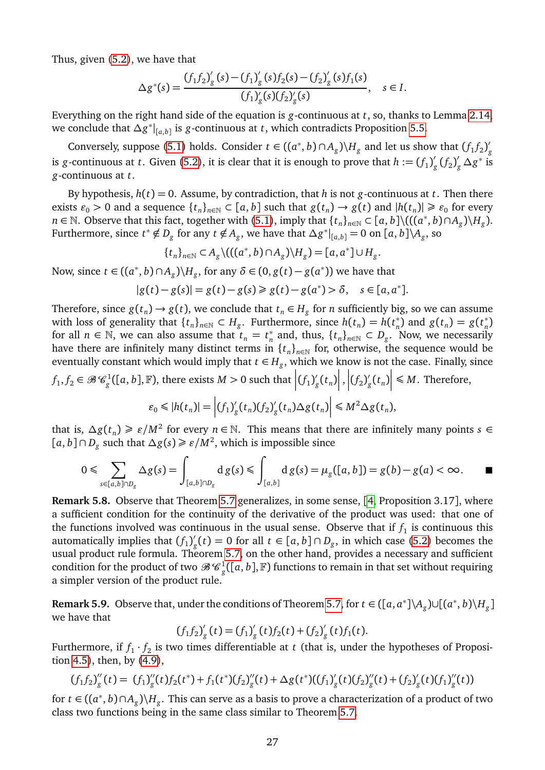Thus, given (5.2), we have that

$$\Delta g^*(s) = \frac{(f_1 f_2)'_g(s) - (f_1)'_g(s) f_2(s) - (f_2)'_g(s) f_1(s)}{(f_1)'_g(s)(f_2)'_g(s)}, \quad s \in I.$$

Everything on the right hand side of the equation is $g$-continuous at $t$, so, thanks to Lemma 2.14, we conclude that $\Delta g^*|_{[a,b]}$ is $g$-continuous at $t$, which contradicts Proposition 5.5.

Conversely, suppose (5.1) holds. Consider $t \in ((a^*, b) \cap A_g) \backslash H_g$ and let us show that $(f_1 f_2)'_g$ is $g$-continuous at $t$. Given (5.2), it is clear that it is enough to prove that $h := (f_1)'_g (f_2)'_g \Delta g^*$ is $g$-continuous at $t$.

By hypothesis, $h(t) = 0$. Assume, by contradiction, that $h$ is not $g$-continuous at $t$. Then there exists $\varepsilon_0 > 0$ and a sequence $\{t_n\}_{n\in\mathbb{N}} \subset [a,b]$ such that $g(t_n) \to g(t)$ and $|h(t_n)| \geqslant \varepsilon_0$ for every $n \in \mathbb{N}$. Observe that this fact, together with (5.1), imply that $\{t_n\}_{n\in\mathbb{N}} \subset [a,b] \backslash (((a^*, b) \cap A_g) \backslash H_g)$. Furthermore, since $t^* \notin D_g$ for any $t \notin A_g$, we have that $\Delta g^*|_{[a,b]} = 0$ on $[a,b] \backslash A_g$, so

$$\{t_n\}_{n\in\mathbb{N}} \subset A_g \backslash (((a^*, b) \cap A_g) \backslash H_g) = [a, a^*] \cup H_g.$$

Now, since $t \in ((a^*, b) \cap A_g) \backslash H_g$, for any $\delta \in (0, g(t) - g(a^*))$ we have that

$$|g(t) - g(s)| = g(t) - g(s) \geqslant g(t) - g(a^*) > \delta, \quad s \in [a, a^*].$$

Therefore, since $g(t_n) \to g(t)$, we conclude that $t_n \in H_g$ for $n$ sufficiently big, so we can assume with loss of generality that $\{t_n\}_{n\in\mathbb{N}} \subset H_g$. Furthermore, since $h(t_n) = h(t_n^*)$ and $g(t_n) = g(t_n^*)$ for all $n \in \mathbb{N}$, we can also assume that $t_n = t_n^*$ and, thus, $\{t_n\}_{n\in\mathbb{N}} \subset D_g$. Now, we necessarily have there are infinitely many distinct terms in $\{t_n\}_{n\in\mathbb{N}}$ for, otherwise, the sequence would be eventually constant which would imply that $t \in H_g$, which we know is not the case. Finally, since $f_1, f_2 \in \mathscr{BC}^1_g([a,b], \mathbb{F})$, there exists $M > 0$ such that $\left|(f_1)'_g(t_n)\right|, \left|(f_2)'_g(t_n)\right| \leqslant M$. Therefore,

$$\varepsilon_0 \leqslant |h(t_n)| = \left|(f_1)'_g(t_n)(f_2)'_g(t_n)\Delta g(t_n)\right| \leqslant M^2 \Delta g(t_n),$$

that is, $\Delta g(t_n) \geqslant \varepsilon/M^2$ for every $n \in \mathbb{N}$. This means that there are infinitely many points $s \in [a,b] \cap D_g$ such that $\Delta g(s) \geqslant \varepsilon/M^2$, which is impossible since

$$0 \leqslant \sum_{s \in [a,b]\cap D_g} \Delta g(s) = \int_{[a,b]\cap D_g} \mathrm{d}\, g(s) \leqslant \int_{[a,b]} \mathrm{d}\, g(s) = \mu_g([a,b]) = g(b) - g(a) < \infty. \qquad \blacksquare$$

**Remark 5.8.** Observe that Theorem 5.7 generalizes, in some sense, [4, Proposition 3.17], where a sufficient condition for the continuity of the derivative of the product was used: that one of the functions involved was continuous in the usual sense. Observe that if $f_1$ is continuous this automatically implies that $(f_1)'_g(t) = 0$ for all $t \in [a,b] \cap D_g$, in which case (5.2) becomes the usual product rule formula. Theorem 5.7, on the other hand, provides a necessary and sufficient condition for the product of two $\mathscr{BC}^1_g([a,b], \mathbb{F})$ functions to remain in that set without requiring a simpler version of the product rule.

**Remark 5.9.** Observe that, under the conditions of Theorem 5.7, for $t \in ([a, a^*] \backslash A_g) \cup [(a^*, b) \backslash H_g]$ we have that

$$(f_1 f_2)'_g(t) = (f_1)'_g(t) f_2(t) + (f_2)'_g(t) f_1(t).$$

Furthermore, if $f_1 \cdot f_2$ is two times differentiable at $t$ (that is, under the hypotheses of Proposition 4.5), then, by (4.9),

$$(f_1 f_2)''_g(t) = (f_1)''_g(t) f_2(t^*) + f_1(t^*)(f_2)''_g(t) + \Delta g(t^*)((f_1)'_g(t)(f_2)''_g(t) + (f_2)'_g(t)(f_1)''_g(t))$$

for $t \in ((a^*, b) \cap A_g) \backslash H_g$. This can serve as a basis to prove a characterization of a product of two class two functions being in the same class similar to Theorem 5.7.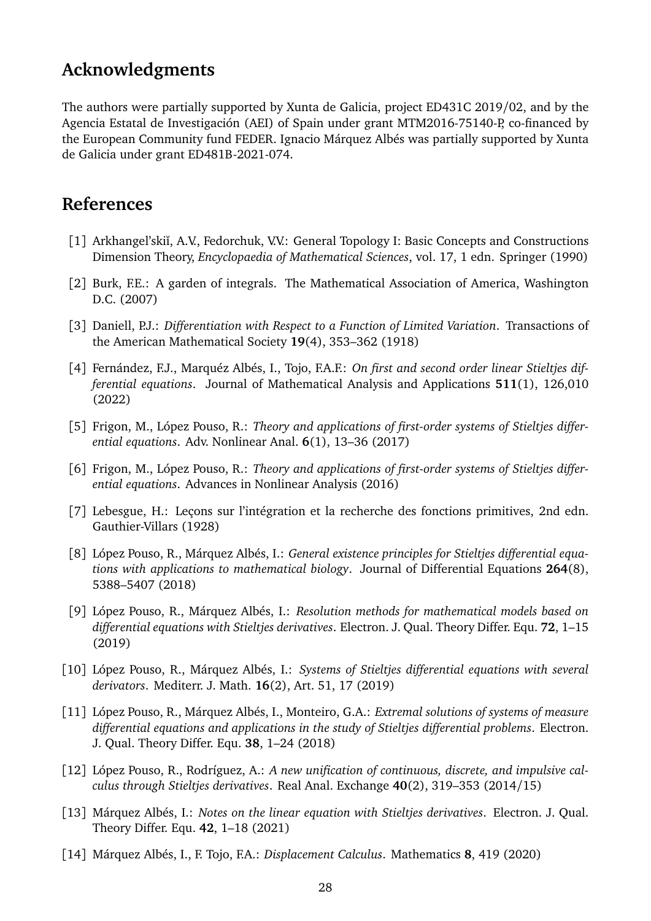## Acknowledgments

The authors were partially supported by Xunta de Galicia, project ED431C 2019/02, and by the Agencia Estatal de Investigación (AEI) of Spain under grant MTM2016-75140-P, co-financed by the European Community fund FEDER. Ignacio Márquez Albés was partially supported by Xunta de Galicia under grant ED481B-2021-074.

## References

[1] Arkhangel'skiĭ, A.V., Fedorchuk, V.V.: General Topology I: Basic Concepts and Constructions Dimension Theory, *Encyclopaedia of Mathematical Sciences*, vol. 17, 1 edn. Springer (1990)

[2] Burk, F.E.: A garden of integrals. The Mathematical Association of America, Washington D.C. (2007)

[3] Daniell, P.J.: *Differentiation with Respect to a Function of Limited Variation*. Transactions of the American Mathematical Society **19**(4), 353–362 (1918)

[4] Fernández, F.J., Marquéz Albés, I., Tojo, F.A.F.: *On first and second order linear Stieltjes differential equations*. Journal of Mathematical Analysis and Applications **511**(1), 126,010 (2022)

[5] Frigon, M., López Pouso, R.: *Theory and applications of first-order systems of Stieltjes differential equations*. Adv. Nonlinear Anal. **6**(1), 13–36 (2017)

[6] Frigon, M., López Pouso, R.: *Theory and applications of first-order systems of Stieltjes differential equations*. Advances in Nonlinear Analysis (2016)

[7] Lebesgue, H.: Leçons sur l'intégration et la recherche des fonctions primitives, 2nd edn. Gauthier-Villars (1928)

[8] López Pouso, R., Márquez Albés, I.: *General existence principles for Stieltjes differential equations with applications to mathematical biology*. Journal of Differential Equations **264**(8), 5388–5407 (2018)

[9] López Pouso, R., Márquez Albés, I.: *Resolution methods for mathematical models based on differential equations with Stieltjes derivatives*. Electron. J. Qual. Theory Differ. Equ. **72**, 1–15 (2019)

[10] López Pouso, R., Márquez Albés, I.: *Systems of Stieltjes differential equations with several derivators*. Mediterr. J. Math. **16**(2), Art. 51, 17 (2019)

[11] López Pouso, R., Márquez Albés, I., Monteiro, G.A.: *Extremal solutions of systems of measure differential equations and applications in the study of Stieltjes differential problems*. Electron. J. Qual. Theory Differ. Equ. **38**, 1–24 (2018)

[12] López Pouso, R., Rodríguez, A.: *A new unification of continuous, discrete, and impulsive calculus through Stieltjes derivatives*. Real Anal. Exchange **40**(2), 319–353 (2014/15)

[13] Márquez Albés, I.: *Notes on the linear equation with Stieltjes derivatives*. Electron. J. Qual. Theory Differ. Equ. **42**, 1–18 (2021)

[14] Márquez Albés, I., F. Tojo, F.A.: *Displacement Calculus*. Mathematics **8**, 419 (2020)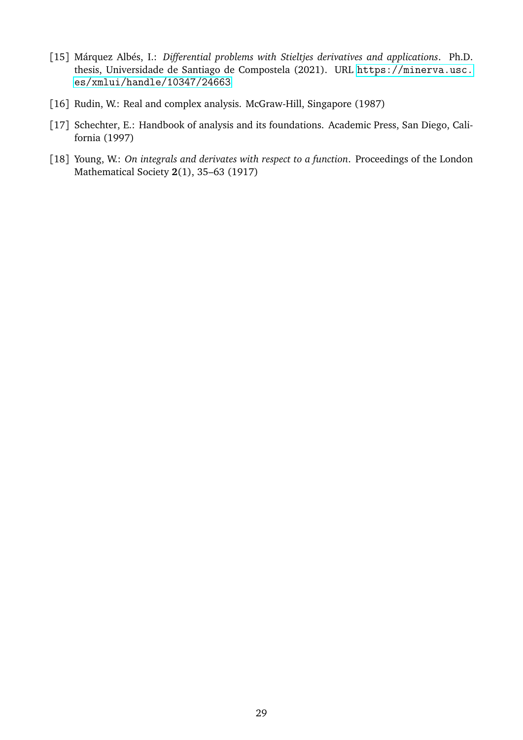[15] Márquez Albés, I.: *Differential problems with Stieltjes derivatives and applications*. Ph.D. thesis, Universidade de Santiago de Compostela (2021). URL https://minerva.usc.es/xmlui/handle/10347/24663

[16] Rudin, W.: Real and complex analysis. McGraw-Hill, Singapore (1987)

[17] Schechter, E.: Handbook of analysis and its foundations. Academic Press, San Diego, California (1997)

[18] Young, W.: *On integrals and derivates with respect to a function*. Proceedings of the London Mathematical Society **2**(1), 35–63 (1917)